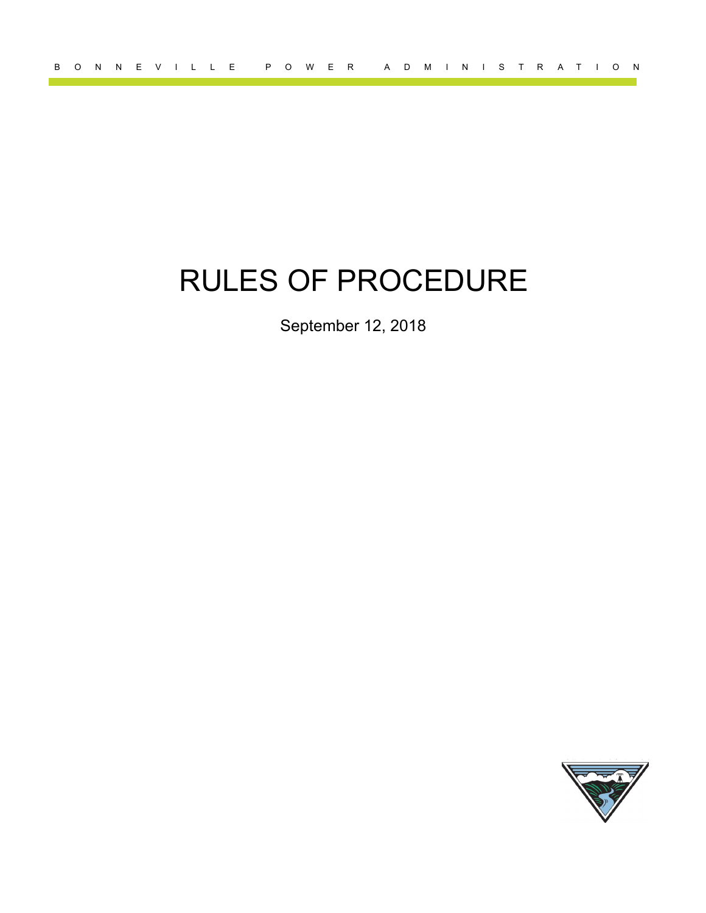BONNEVILLE POWER ADMINISTRATION

# RULES OF PROCEDURE

September 12, 2018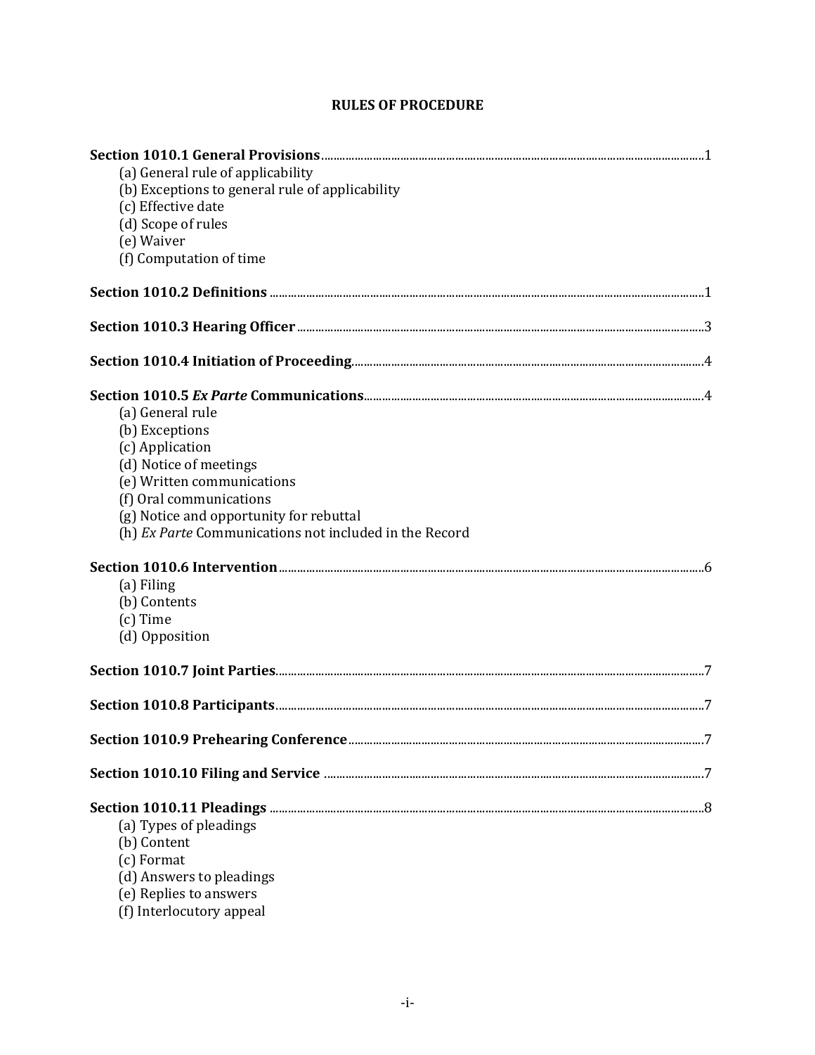# RULES OF PROCEDURE

**Section 1010.1 General Provisions** ........................................ 1

- (a) General rule of applicability
- (b) Exceptions to general rule of applicability
- (c) Effective date
- (d) Scope of rules
- (e) Waiver
- (f) Computation of time

**Section 1010.2 Definitions** ........................................ 1

**Section 1010.3 Hearing Officer** ........................................ 3

**Section 1010.4 Initiation of Proceeding** ........................................ 4

**Section 1010.5 *Ex Parte* Communications** ........................................ 4

- (a) General rule
- (b) Exceptions
- (c) Application
- (d) Notice of meetings
- (e) Written communications
- (f) Oral communications
- (g) Notice and opportunity for rebuttal
- (h) *Ex Parte* Communications not included in the Record

**Section 1010.6 Intervention** ........................................ 6

- (a) Filing
- (b) Contents
- (c) Time
- (d) Opposition

**Section 1010.7 Joint Parties** ........................................ 7

**Section 1010.8 Participants** ........................................ 7

**Section 1010.9 Prehearing Conference** ........................................ 7

**Section 1010.10 Filing and Service** ........................................ 7

**Section 1010.11 Pleadings** ........................................ 8

- (a) Types of pleadings
- (b) Content
- (c) Format
- (d) Answers to pleadings
- (e) Replies to answers
- (f) Interlocutory appeal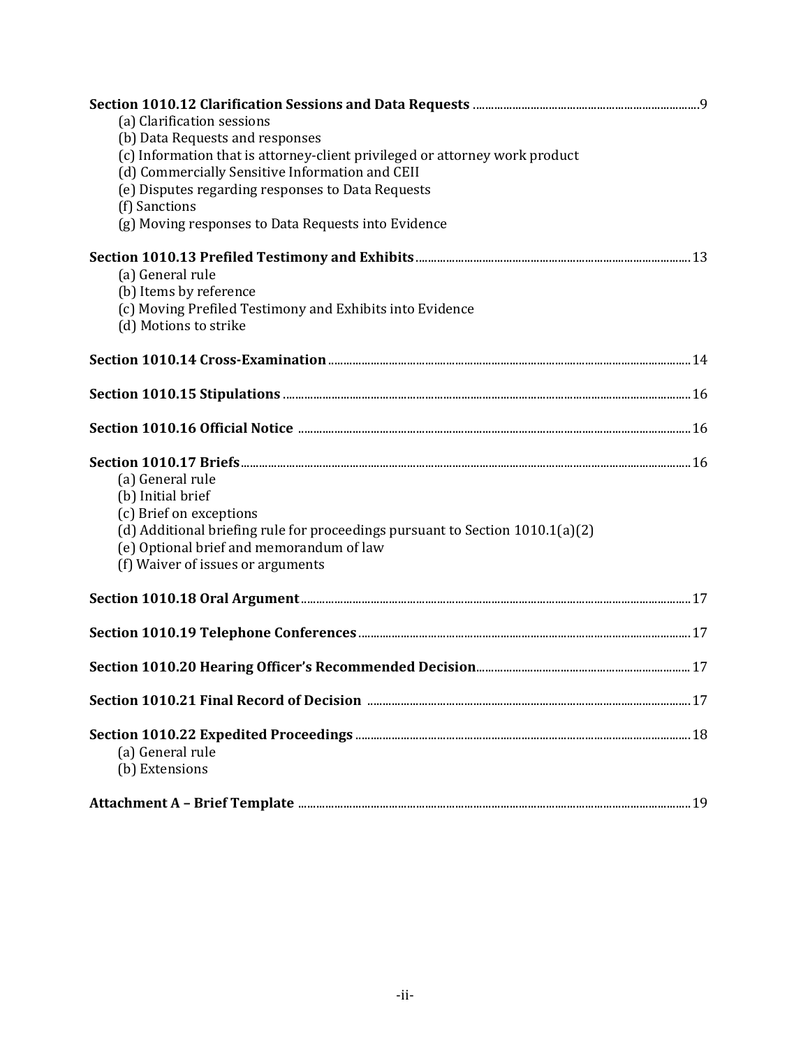**Section 1010.12 Clarification Sessions and Data Requests** .......... 9

(a) Clarification sessions
(b) Data Requests and responses
(c) Information that is attorney-client privileged or attorney work product
(d) Commercially Sensitive Information and CEII
(e) Disputes regarding responses to Data Requests
(f) Sanctions
(g) Moving responses to Data Requests into Evidence

**Section 1010.13 Prefiled Testimony and Exhibits** .......... 13

(a) General rule
(b) Items by reference
(c) Moving Prefiled Testimony and Exhibits into Evidence
(d) Motions to strike

**Section 1010.14 Cross-Examination** .......... 14

**Section 1010.15 Stipulations** .......... 16

**Section 1010.16 Official Notice** .......... 16

**Section 1010.17 Briefs** .......... 16

(a) General rule
(b) Initial brief
(c) Brief on exceptions
(d) Additional briefing rule for proceedings pursuant to Section 1010.1(a)(2)
(e) Optional brief and memorandum of law
(f) Waiver of issues or arguments

**Section 1010.18 Oral Argument** .......... 17

**Section 1010.19 Telephone Conferences** .......... 17

**Section 1010.20 Hearing Officer's Recommended Decision** .......... 17

**Section 1010.21 Final Record of Decision** .......... 17

**Section 1010.22 Expedited Proceedings** .......... 18

(a) General rule
(b) Extensions

**Attachment A – Brief Template** .......... 19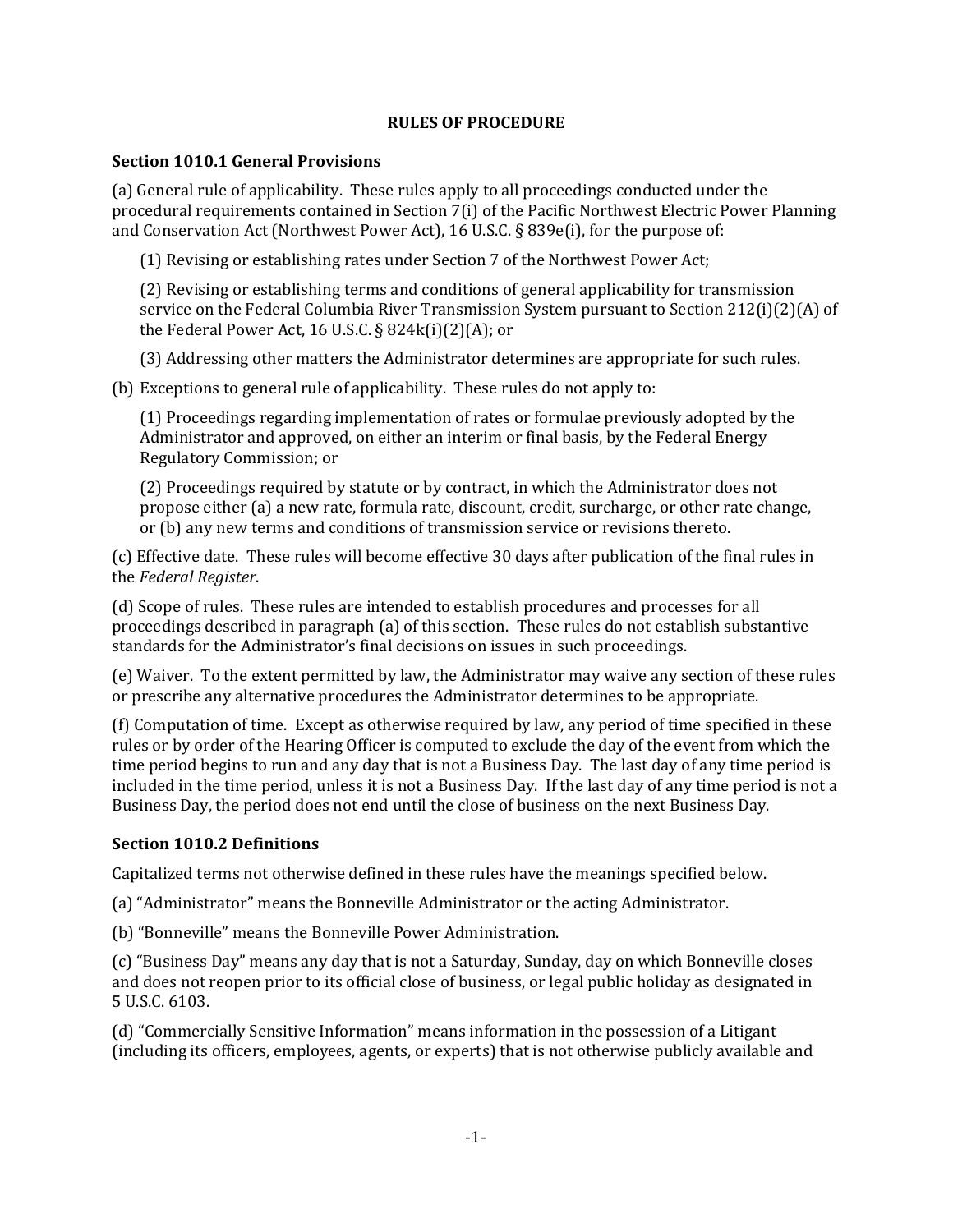# RULES OF PROCEDURE

## Section 1010.1 General Provisions

(a) General rule of applicability. These rules apply to all proceedings conducted under the procedural requirements contained in Section 7(i) of the Pacific Northwest Electric Power Planning and Conservation Act (Northwest Power Act), 16 U.S.C. § 839e(i), for the purpose of:

> (1) Revising or establishing rates under Section 7 of the Northwest Power Act;
>
> (2) Revising or establishing terms and conditions of general applicability for transmission service on the Federal Columbia River Transmission System pursuant to Section 212(i)(2)(A) of the Federal Power Act, 16 U.S.C. § 824k(i)(2)(A); or
>
> (3) Addressing other matters the Administrator determines are appropriate for such rules.

(b) Exceptions to general rule of applicability. These rules do not apply to:

> (1) Proceedings regarding implementation of rates or formulae previously adopted by the Administrator and approved, on either an interim or final basis, by the Federal Energy Regulatory Commission; or
>
> (2) Proceedings required by statute or by contract, in which the Administrator does not propose either (a) a new rate, formula rate, discount, credit, surcharge, or other rate change, or (b) any new terms and conditions of transmission service or revisions thereto.

(c) Effective date. These rules will become effective 30 days after publication of the final rules in the *Federal Register*.

(d) Scope of rules. These rules are intended to establish procedures and processes for all proceedings described in paragraph (a) of this section. These rules do not establish substantive standards for the Administrator's final decisions on issues in such proceedings.

(e) Waiver. To the extent permitted by law, the Administrator may waive any section of these rules or prescribe any alternative procedures the Administrator determines to be appropriate.

(f) Computation of time. Except as otherwise required by law, any period of time specified in these rules or by order of the Hearing Officer is computed to exclude the day of the event from which the time period begins to run and any day that is not a Business Day. The last day of any time period is included in the time period, unless it is not a Business Day. If the last day of any time period is not a Business Day, the period does not end until the close of business on the next Business Day.

## Section 1010.2 Definitions

Capitalized terms not otherwise defined in these rules have the meanings specified below.

(a) "Administrator" means the Bonneville Administrator or the acting Administrator.

(b) "Bonneville" means the Bonneville Power Administration.

(c) "Business Day" means any day that is not a Saturday, Sunday, day on which Bonneville closes and does not reopen prior to its official close of business, or legal public holiday as designated in 5 U.S.C. 6103.

(d) "Commercially Sensitive Information" means information in the possession of a Litigant (including its officers, employees, agents, or experts) that is not otherwise publicly available and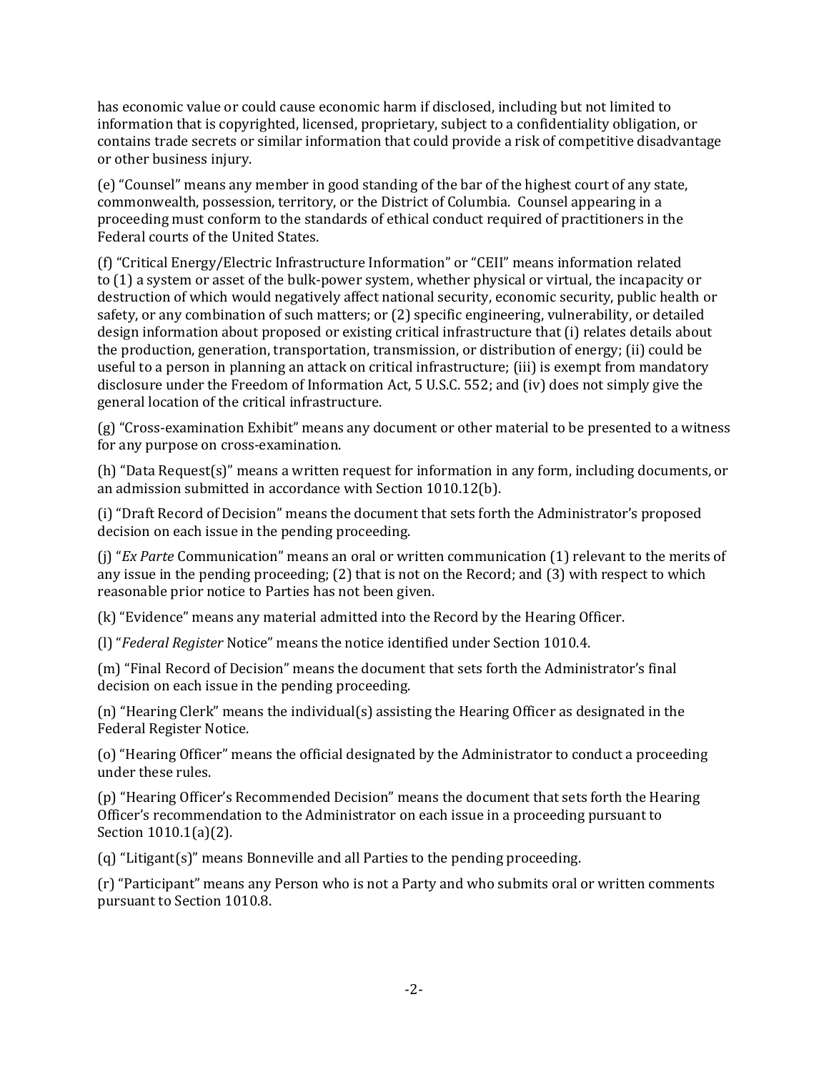has economic value or could cause economic harm if disclosed, including but not limited to information that is copyrighted, licensed, proprietary, subject to a confidentiality obligation, or contains trade secrets or similar information that could provide a risk of competitive disadvantage or other business injury.

(e) "Counsel" means any member in good standing of the bar of the highest court of any state, commonwealth, possession, territory, or the District of Columbia. Counsel appearing in a proceeding must conform to the standards of ethical conduct required of practitioners in the Federal courts of the United States.

(f) "Critical Energy/Electric Infrastructure Information" or "CEII" means information related to (1) a system or asset of the bulk-power system, whether physical or virtual, the incapacity or destruction of which would negatively affect national security, economic security, public health or safety, or any combination of such matters; or (2) specific engineering, vulnerability, or detailed design information about proposed or existing critical infrastructure that (i) relates details about the production, generation, transportation, transmission, or distribution of energy; (ii) could be useful to a person in planning an attack on critical infrastructure; (iii) is exempt from mandatory disclosure under the Freedom of Information Act, 5 U.S.C. 552; and (iv) does not simply give the general location of the critical infrastructure.

(g) "Cross-examination Exhibit" means any document or other material to be presented to a witness for any purpose on cross-examination.

(h) "Data Request(s)" means a written request for information in any form, including documents, or an admission submitted in accordance with Section 1010.12(b).

(i) "Draft Record of Decision" means the document that sets forth the Administrator's proposed decision on each issue in the pending proceeding.

(j) "*Ex Parte* Communication" means an oral or written communication (1) relevant to the merits of any issue in the pending proceeding; (2) that is not on the Record; and (3) with respect to which reasonable prior notice to Parties has not been given.

(k) "Evidence" means any material admitted into the Record by the Hearing Officer.

(l) "*Federal Register* Notice" means the notice identified under Section 1010.4.

(m) "Final Record of Decision" means the document that sets forth the Administrator's final decision on each issue in the pending proceeding.

(n) "Hearing Clerk" means the individual(s) assisting the Hearing Officer as designated in the Federal Register Notice.

(o) "Hearing Officer" means the official designated by the Administrator to conduct a proceeding under these rules.

(p) "Hearing Officer's Recommended Decision" means the document that sets forth the Hearing Officer's recommendation to the Administrator on each issue in a proceeding pursuant to Section 1010.1(a)(2).

(q) "Litigant(s)" means Bonneville and all Parties to the pending proceeding.

(r) "Participant" means any Person who is not a Party and who submits oral or written comments pursuant to Section 1010.8.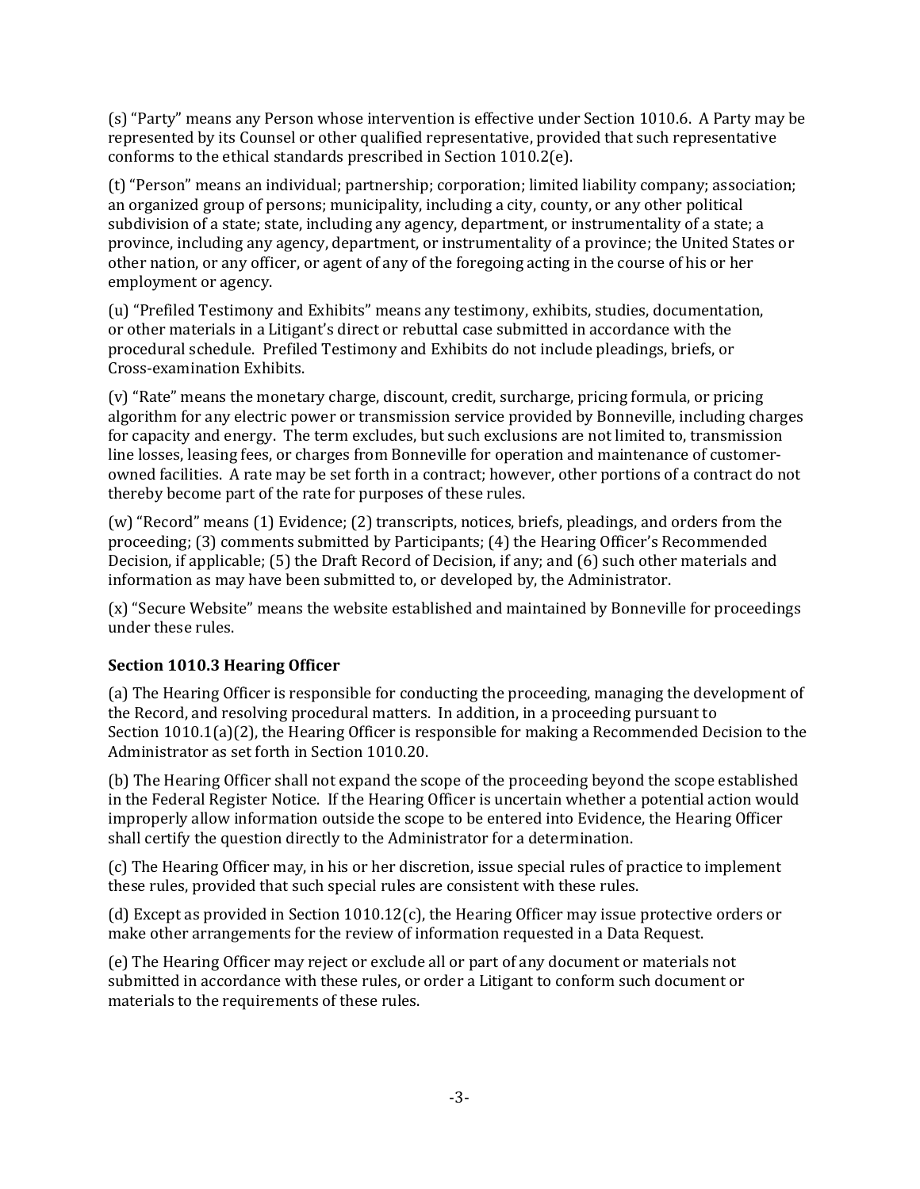(s) “Party” means any Person whose intervention is effective under Section 1010.6. A Party may be represented by its Counsel or other qualified representative, provided that such representative conforms to the ethical standards prescribed in Section 1010.2(e).

(t) “Person” means an individual; partnership; corporation; limited liability company; association; an organized group of persons; municipality, including a city, county, or any other political subdivision of a state; state, including any agency, department, or instrumentality of a state; a province, including any agency, department, or instrumentality of a province; the United States or other nation, or any officer, or agent of any of the foregoing acting in the course of his or her employment or agency.

(u) “Prefiled Testimony and Exhibits” means any testimony, exhibits, studies, documentation, or other materials in a Litigant’s direct or rebuttal case submitted in accordance with the procedural schedule. Prefiled Testimony and Exhibits do not include pleadings, briefs, or Cross-examination Exhibits.

(v) “Rate” means the monetary charge, discount, credit, surcharge, pricing formula, or pricing algorithm for any electric power or transmission service provided by Bonneville, including charges for capacity and energy. The term excludes, but such exclusions are not limited to, transmission line losses, leasing fees, or charges from Bonneville for operation and maintenance of customer-owned facilities. A rate may be set forth in a contract; however, other portions of a contract do not thereby become part of the rate for purposes of these rules.

(w) “Record” means (1) Evidence; (2) transcripts, notices, briefs, pleadings, and orders from the proceeding; (3) comments submitted by Participants; (4) the Hearing Officer’s Recommended Decision, if applicable; (5) the Draft Record of Decision, if any; and (6) such other materials and information as may have been submitted to, or developed by, the Administrator.

(x) “Secure Website” means the website established and maintained by Bonneville for proceedings under these rules.

### Section 1010.3 Hearing Officer

(a) The Hearing Officer is responsible for conducting the proceeding, managing the development of the Record, and resolving procedural matters. In addition, in a proceeding pursuant to Section 1010.1(a)(2), the Hearing Officer is responsible for making a Recommended Decision to the Administrator as set forth in Section 1010.20.

(b) The Hearing Officer shall not expand the scope of the proceeding beyond the scope established in the Federal Register Notice. If the Hearing Officer is uncertain whether a potential action would improperly allow information outside the scope to be entered into Evidence, the Hearing Officer shall certify the question directly to the Administrator for a determination.

(c) The Hearing Officer may, in his or her discretion, issue special rules of practice to implement these rules, provided that such special rules are consistent with these rules.

(d) Except as provided in Section 1010.12(c), the Hearing Officer may issue protective orders or make other arrangements for the review of information requested in a Data Request.

(e) The Hearing Officer may reject or exclude all or part of any document or materials not submitted in accordance with these rules, or order a Litigant to conform such document or materials to the requirements of these rules.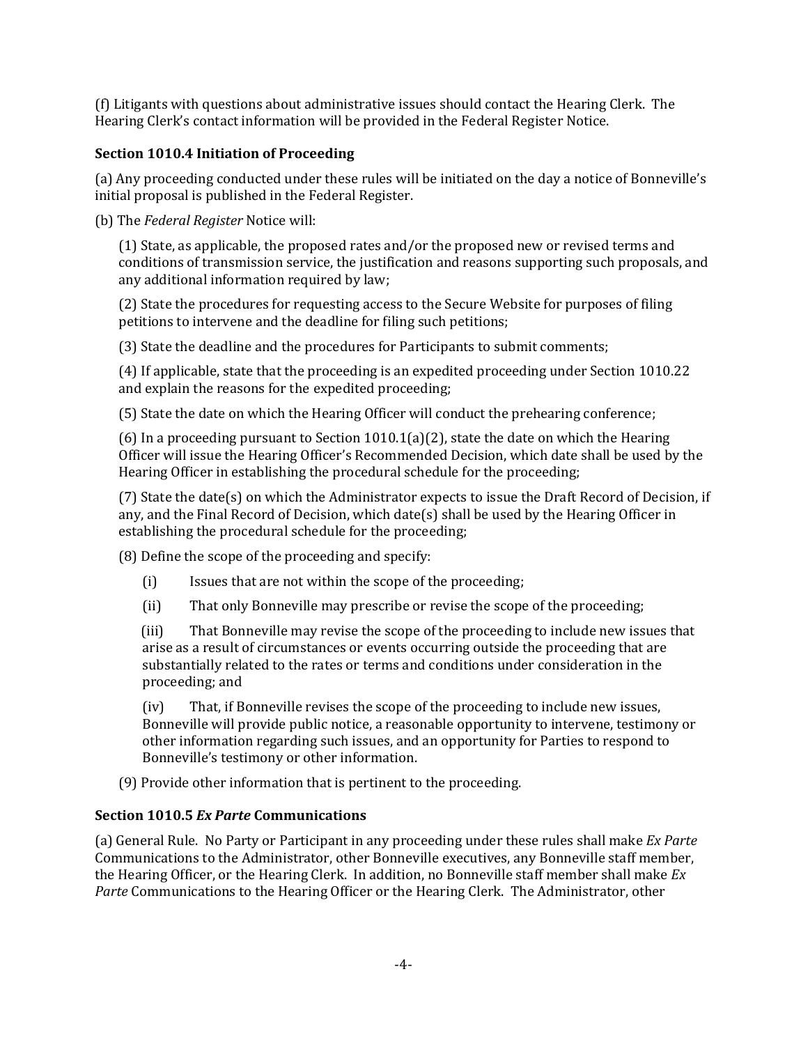(f) Litigants with questions about administrative issues should contact the Hearing Clerk. The Hearing Clerk's contact information will be provided in the Federal Register Notice.

### Section 1010.4 Initiation of Proceeding

(a) Any proceeding conducted under these rules will be initiated on the day a notice of Bonneville's initial proposal is published in the Federal Register.

(b) The *Federal Register* Notice will:

(1) State, as applicable, the proposed rates and/or the proposed new or revised terms and conditions of transmission service, the justification and reasons supporting such proposals, and any additional information required by law;

(2) State the procedures for requesting access to the Secure Website for purposes of filing petitions to intervene and the deadline for filing such petitions;

(3) State the deadline and the procedures for Participants to submit comments;

(4) If applicable, state that the proceeding is an expedited proceeding under Section 1010.22 and explain the reasons for the expedited proceeding;

(5) State the date on which the Hearing Officer will conduct the prehearing conference;

(6) In a proceeding pursuant to Section 1010.1(a)(2), state the date on which the Hearing Officer will issue the Hearing Officer's Recommended Decision, which date shall be used by the Hearing Officer in establishing the procedural schedule for the proceeding;

(7) State the date(s) on which the Administrator expects to issue the Draft Record of Decision, if any, and the Final Record of Decision, which date(s) shall be used by the Hearing Officer in establishing the procedural schedule for the proceeding;

(8) Define the scope of the proceeding and specify:

(i) Issues that are not within the scope of the proceeding;

(ii) That only Bonneville may prescribe or revise the scope of the proceeding;

(iii) That Bonneville may revise the scope of the proceeding to include new issues that arise as a result of circumstances or events occurring outside the proceeding that are substantially related to the rates or terms and conditions under consideration in the proceeding; and

(iv) That, if Bonneville revises the scope of the proceeding to include new issues, Bonneville will provide public notice, a reasonable opportunity to intervene, testimony or other information regarding such issues, and an opportunity for Parties to respond to Bonneville's testimony or other information.

(9) Provide other information that is pertinent to the proceeding.

### Section 1010.5 *Ex Parte* Communications

(a) General Rule. No Party or Participant in any proceeding under these rules shall make *Ex Parte* Communications to the Administrator, other Bonneville executives, any Bonneville staff member, the Hearing Officer, or the Hearing Clerk. In addition, no Bonneville staff member shall make *Ex Parte* Communications to the Hearing Officer or the Hearing Clerk. The Administrator, other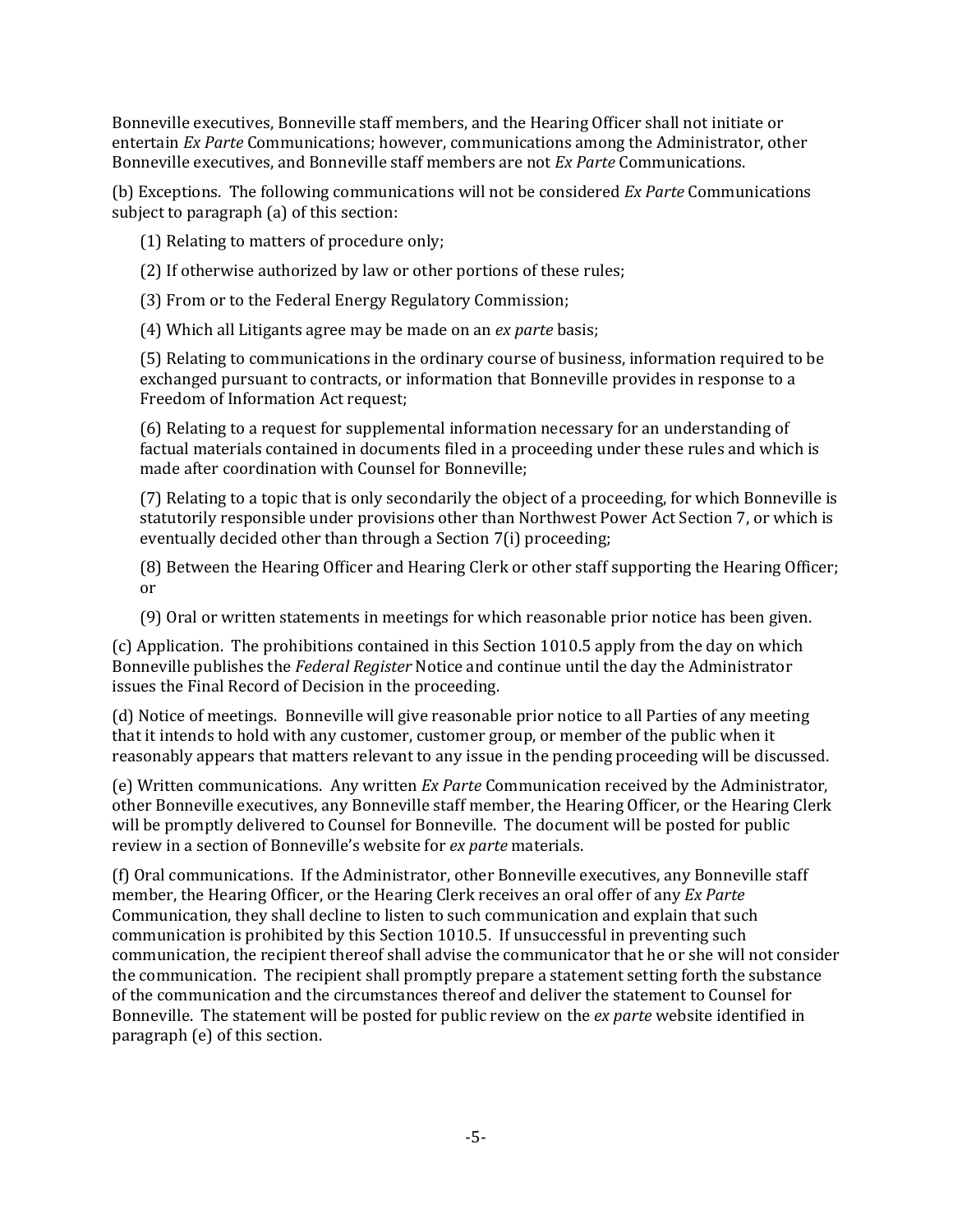Bonneville executives, Bonneville staff members, and the Hearing Officer shall not initiate or entertain *Ex Parte* Communications; however, communications among the Administrator, other Bonneville executives, and Bonneville staff members are not *Ex Parte* Communications.

(b) Exceptions. The following communications will not be considered *Ex Parte* Communications subject to paragraph (a) of this section:

(1) Relating to matters of procedure only;

(2) If otherwise authorized by law or other portions of these rules;

(3) From or to the Federal Energy Regulatory Commission;

(4) Which all Litigants agree may be made on an *ex parte* basis;

(5) Relating to communications in the ordinary course of business, information required to be exchanged pursuant to contracts, or information that Bonneville provides in response to a Freedom of Information Act request;

(6) Relating to a request for supplemental information necessary for an understanding of factual materials contained in documents filed in a proceeding under these rules and which is made after coordination with Counsel for Bonneville;

(7) Relating to a topic that is only secondarily the object of a proceeding, for which Bonneville is statutorily responsible under provisions other than Northwest Power Act Section 7, or which is eventually decided other than through a Section 7(i) proceeding;

(8) Between the Hearing Officer and Hearing Clerk or other staff supporting the Hearing Officer; or

(9) Oral or written statements in meetings for which reasonable prior notice has been given.

(c) Application. The prohibitions contained in this Section 1010.5 apply from the day on which Bonneville publishes the *Federal Register* Notice and continue until the day the Administrator issues the Final Record of Decision in the proceeding.

(d) Notice of meetings. Bonneville will give reasonable prior notice to all Parties of any meeting that it intends to hold with any customer, customer group, or member of the public when it reasonably appears that matters relevant to any issue in the pending proceeding will be discussed.

(e) Written communications. Any written *Ex Parte* Communication received by the Administrator, other Bonneville executives, any Bonneville staff member, the Hearing Officer, or the Hearing Clerk will be promptly delivered to Counsel for Bonneville. The document will be posted for public review in a section of Bonneville's website for *ex parte* materials.

(f) Oral communications. If the Administrator, other Bonneville executives, any Bonneville staff member, the Hearing Officer, or the Hearing Clerk receives an oral offer of any *Ex Parte* Communication, they shall decline to listen to such communication and explain that such communication is prohibited by this Section 1010.5. If unsuccessful in preventing such communication, the recipient thereof shall advise the communicator that he or she will not consider the communication. The recipient shall promptly prepare a statement setting forth the substance of the communication and the circumstances thereof and deliver the statement to Counsel for Bonneville. The statement will be posted for public review on the *ex parte* website identified in paragraph (e) of this section.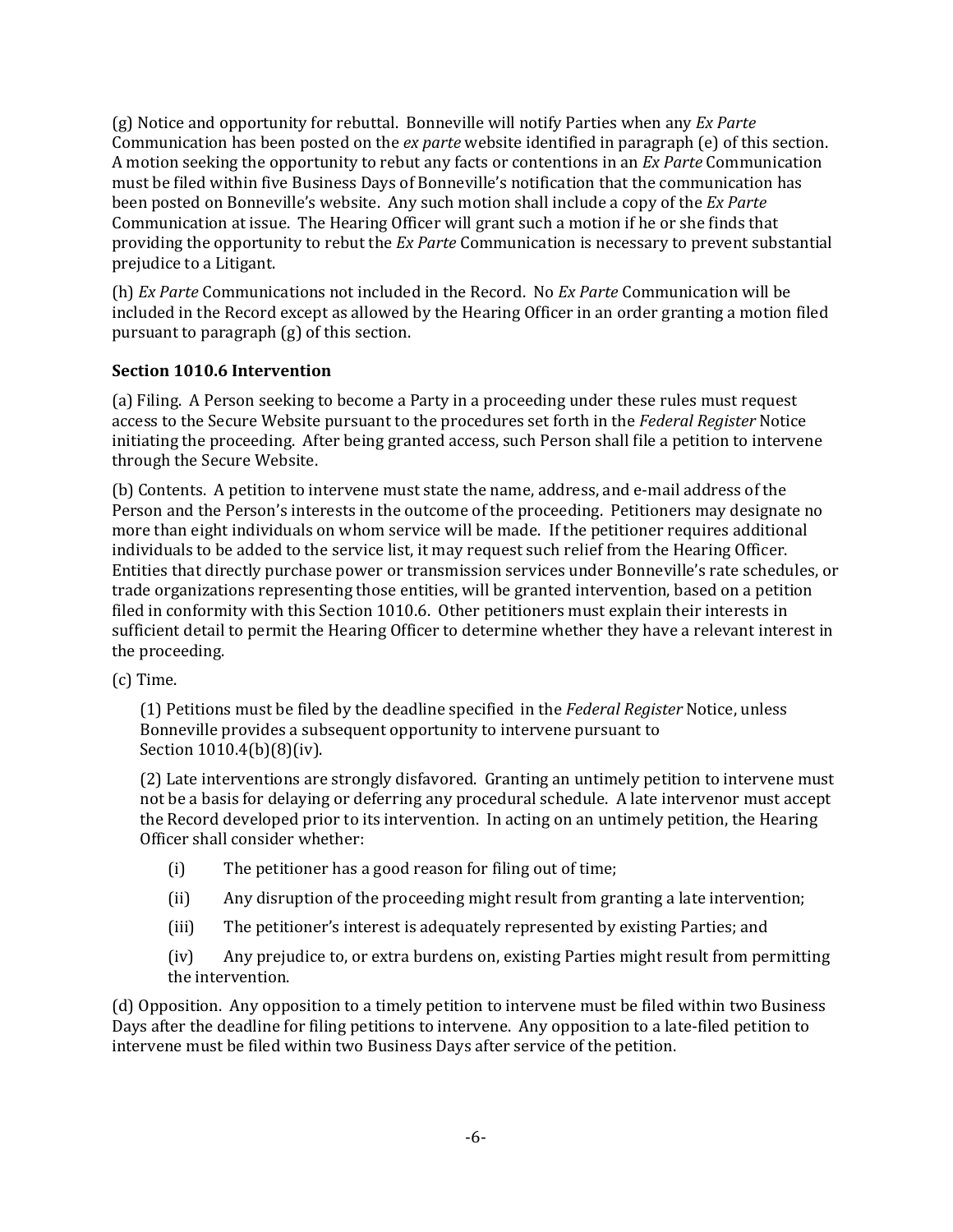(g) Notice and opportunity for rebuttal. Bonneville will notify Parties when any *Ex Parte* Communication has been posted on the *ex parte* website identified in paragraph (e) of this section. A motion seeking the opportunity to rebut any facts or contentions in an *Ex Parte* Communication must be filed within five Business Days of Bonneville's notification that the communication has been posted on Bonneville's website. Any such motion shall include a copy of the *Ex Parte* Communication at issue. The Hearing Officer will grant such a motion if he or she finds that providing the opportunity to rebut the *Ex Parte* Communication is necessary to prevent substantial prejudice to a Litigant.

(h) *Ex Parte* Communications not included in the Record. No *Ex Parte* Communication will be included in the Record except as allowed by the Hearing Officer in an order granting a motion filed pursuant to paragraph (g) of this section.

**Section 1010.6 Intervention**

(a) Filing. A Person seeking to become a Party in a proceeding under these rules must request access to the Secure Website pursuant to the procedures set forth in the *Federal Register* Notice initiating the proceeding. After being granted access, such Person shall file a petition to intervene through the Secure Website.

(b) Contents. A petition to intervene must state the name, address, and e-mail address of the Person and the Person's interests in the outcome of the proceeding. Petitioners may designate no more than eight individuals on whom service will be made. If the petitioner requires additional individuals to be added to the service list, it may request such relief from the Hearing Officer. Entities that directly purchase power or transmission services under Bonneville's rate schedules, or trade organizations representing those entities, will be granted intervention, based on a petition filed in conformity with this Section 1010.6. Other petitioners must explain their interests in sufficient detail to permit the Hearing Officer to determine whether they have a relevant interest in the proceeding.

(c) Time.

(1) Petitions must be filed by the deadline specified in the *Federal Register* Notice, unless Bonneville provides a subsequent opportunity to intervene pursuant to Section 1010.4(b)(8)(iv).

(2) Late interventions are strongly disfavored. Granting an untimely petition to intervene must not be a basis for delaying or deferring any procedural schedule. A late intervenor must accept the Record developed prior to its intervention. In acting on an untimely petition, the Hearing Officer shall consider whether:

(i) The petitioner has a good reason for filing out of time;

(ii) Any disruption of the proceeding might result from granting a late intervention;

(iii) The petitioner's interest is adequately represented by existing Parties; and

(iv) Any prejudice to, or extra burdens on, existing Parties might result from permitting the intervention.

(d) Opposition. Any opposition to a timely petition to intervene must be filed within two Business Days after the deadline for filing petitions to intervene. Any opposition to a late-filed petition to intervene must be filed within two Business Days after service of the petition.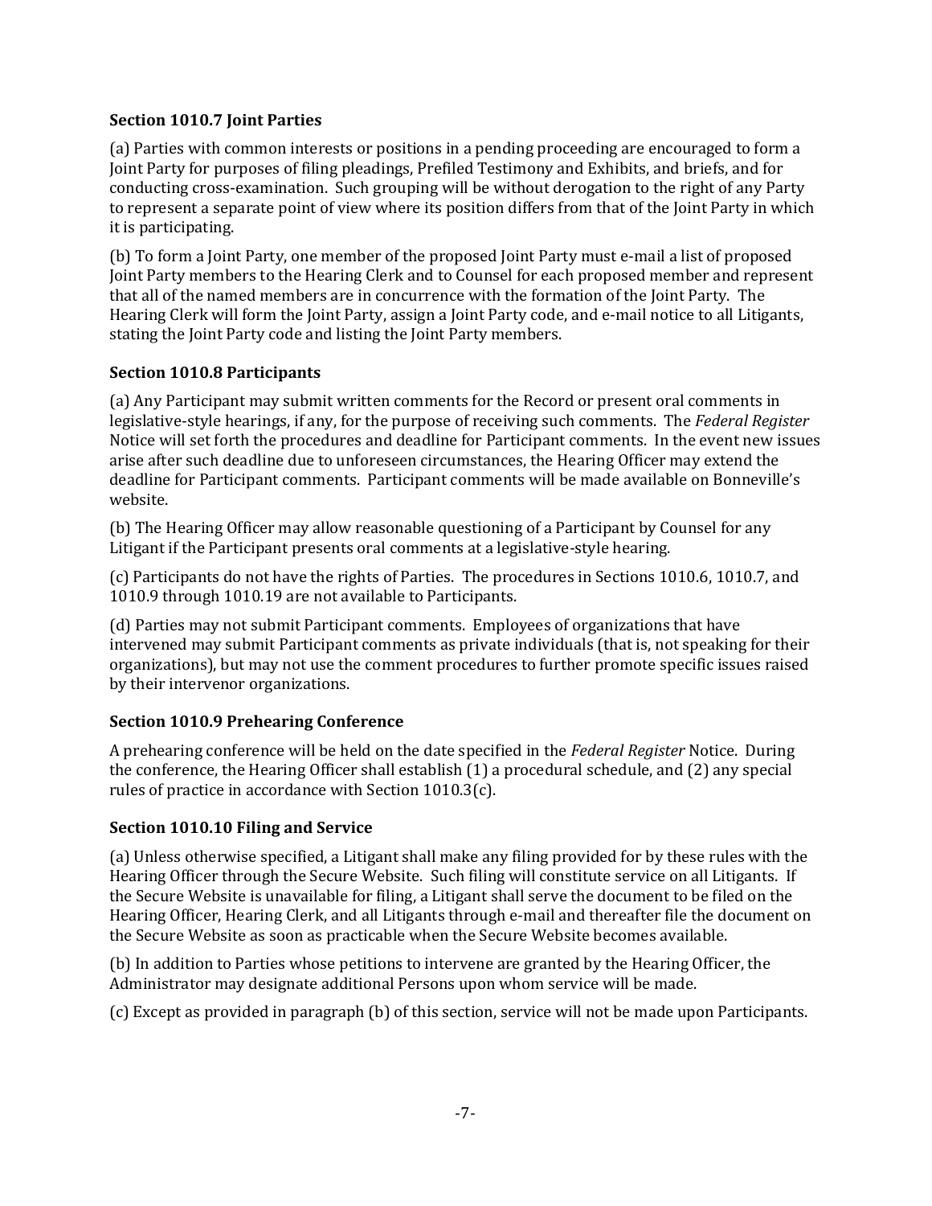### Section 1010.7 Joint Parties

(a) Parties with common interests or positions in a pending proceeding are encouraged to form a Joint Party for purposes of filing pleadings, Prefiled Testimony and Exhibits, and briefs, and for conducting cross-examination. Such grouping will be without derogation to the right of any Party to represent a separate point of view where its position differs from that of the Joint Party in which it is participating.

(b) To form a Joint Party, one member of the proposed Joint Party must e-mail a list of proposed Joint Party members to the Hearing Clerk and to Counsel for each proposed member and represent that all of the named members are in concurrence with the formation of the Joint Party. The Hearing Clerk will form the Joint Party, assign a Joint Party code, and e-mail notice to all Litigants, stating the Joint Party code and listing the Joint Party members.

### Section 1010.8 Participants

(a) Any Participant may submit written comments for the Record or present oral comments in legislative-style hearings, if any, for the purpose of receiving such comments. The *Federal Register* Notice will set forth the procedures and deadline for Participant comments. In the event new issues arise after such deadline due to unforeseen circumstances, the Hearing Officer may extend the deadline for Participant comments. Participant comments will be made available on Bonneville's website.

(b) The Hearing Officer may allow reasonable questioning of a Participant by Counsel for any Litigant if the Participant presents oral comments at a legislative-style hearing.

(c) Participants do not have the rights of Parties. The procedures in Sections 1010.6, 1010.7, and 1010.9 through 1010.19 are not available to Participants.

(d) Parties may not submit Participant comments. Employees of organizations that have intervened may submit Participant comments as private individuals (that is, not speaking for their organizations), but may not use the comment procedures to further promote specific issues raised by their intervenor organizations.

### Section 1010.9 Prehearing Conference

A prehearing conference will be held on the date specified in the *Federal Register* Notice. During the conference, the Hearing Officer shall establish (1) a procedural schedule, and (2) any special rules of practice in accordance with Section 1010.3(c).

### Section 1010.10 Filing and Service

(a) Unless otherwise specified, a Litigant shall make any filing provided for by these rules with the Hearing Officer through the Secure Website. Such filing will constitute service on all Litigants. If the Secure Website is unavailable for filing, a Litigant shall serve the document to be filed on the Hearing Officer, Hearing Clerk, and all Litigants through e-mail and thereafter file the document on the Secure Website as soon as practicable when the Secure Website becomes available.

(b) In addition to Parties whose petitions to intervene are granted by the Hearing Officer, the Administrator may designate additional Persons upon whom service will be made.

(c) Except as provided in paragraph (b) of this section, service will not be made upon Participants.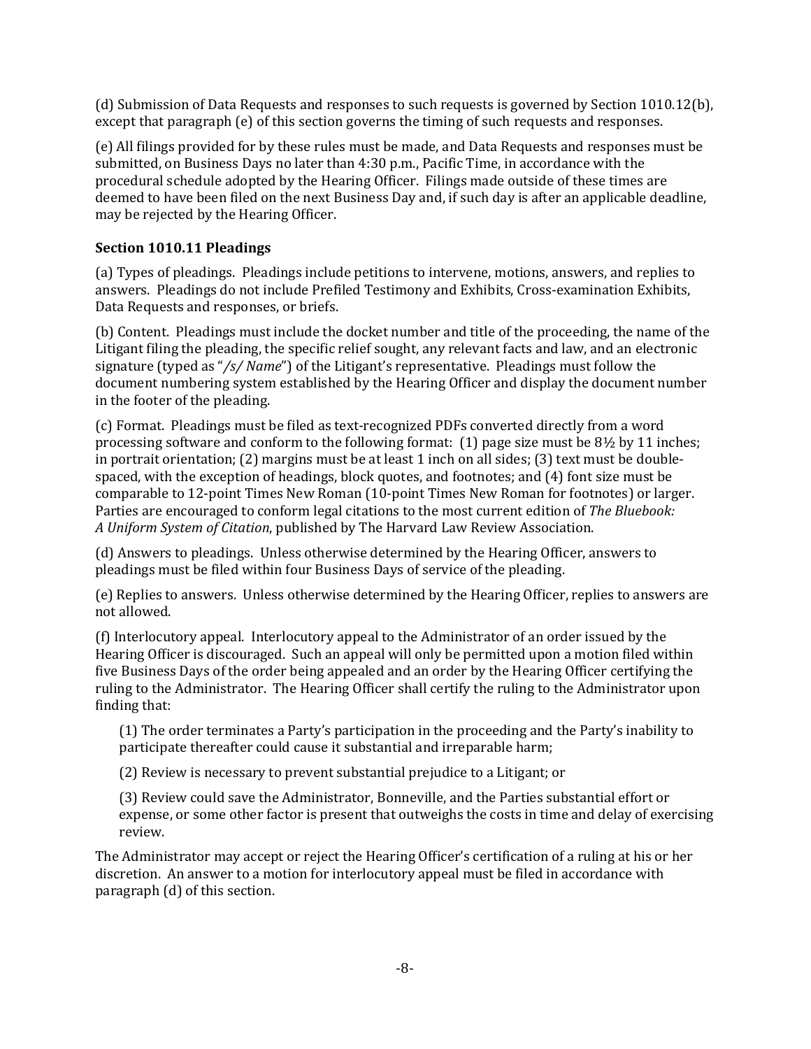(d) Submission of Data Requests and responses to such requests is governed by Section 1010.12(b), except that paragraph (e) of this section governs the timing of such requests and responses.

(e) All filings provided for by these rules must be made, and Data Requests and responses must be submitted, on Business Days no later than 4:30 p.m., Pacific Time, in accordance with the procedural schedule adopted by the Hearing Officer. Filings made outside of these times are deemed to have been filed on the next Business Day and, if such day is after an applicable deadline, may be rejected by the Hearing Officer.

### Section 1010.11 Pleadings

(a) Types of pleadings. Pleadings include petitions to intervene, motions, answers, and replies to answers. Pleadings do not include Prefiled Testimony and Exhibits, Cross-examination Exhibits, Data Requests and responses, or briefs.

(b) Content. Pleadings must include the docket number and title of the proceeding, the name of the Litigant filing the pleading, the specific relief sought, any relevant facts and law, and an electronic signature (typed as "*/s/ Name*") of the Litigant's representative. Pleadings must follow the document numbering system established by the Hearing Officer and display the document number in the footer of the pleading.

(c) Format. Pleadings must be filed as text-recognized PDFs converted directly from a word processing software and conform to the following format: (1) page size must be 8½ by 11 inches; in portrait orientation; (2) margins must be at least 1 inch on all sides; (3) text must be double-spaced, with the exception of headings, block quotes, and footnotes; and (4) font size must be comparable to 12-point Times New Roman (10-point Times New Roman for footnotes) or larger. Parties are encouraged to conform legal citations to the most current edition of *The Bluebook: A Uniform System of Citation*, published by The Harvard Law Review Association.

(d) Answers to pleadings. Unless otherwise determined by the Hearing Officer, answers to pleadings must be filed within four Business Days of service of the pleading.

(e) Replies to answers. Unless otherwise determined by the Hearing Officer, replies to answers are not allowed.

(f) Interlocutory appeal. Interlocutory appeal to the Administrator of an order issued by the Hearing Officer is discouraged. Such an appeal will only be permitted upon a motion filed within five Business Days of the order being appealed and an order by the Hearing Officer certifying the ruling to the Administrator. The Hearing Officer shall certify the ruling to the Administrator upon finding that:

> (1) The order terminates a Party's participation in the proceeding and the Party's inability to participate thereafter could cause it substantial and irreparable harm;
>
> (2) Review is necessary to prevent substantial prejudice to a Litigant; or
>
> (3) Review could save the Administrator, Bonneville, and the Parties substantial effort or expense, or some other factor is present that outweighs the costs in time and delay of exercising review.

The Administrator may accept or reject the Hearing Officer's certification of a ruling at his or her discretion. An answer to a motion for interlocutory appeal must be filed in accordance with paragraph (d) of this section.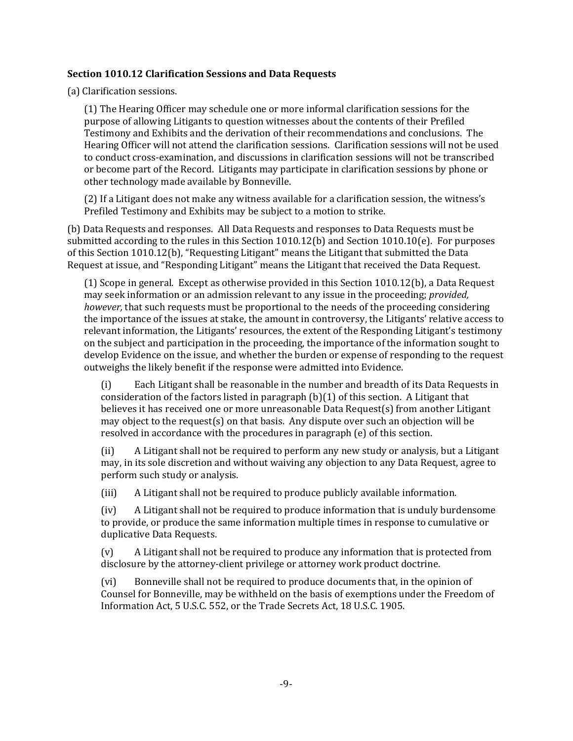**Section 1010.12 Clarification Sessions and Data Requests**

(a) Clarification sessions.

(1) The Hearing Officer may schedule one or more informal clarification sessions for the purpose of allowing Litigants to question witnesses about the contents of their Prefiled Testimony and Exhibits and the derivation of their recommendations and conclusions. The Hearing Officer will not attend the clarification sessions. Clarification sessions will not be used to conduct cross-examination, and discussions in clarification sessions will not be transcribed or become part of the Record. Litigants may participate in clarification sessions by phone or other technology made available by Bonneville.

(2) If a Litigant does not make any witness available for a clarification session, the witness's Prefiled Testimony and Exhibits may be subject to a motion to strike.

(b) Data Requests and responses. All Data Requests and responses to Data Requests must be submitted according to the rules in this Section 1010.12(b) and Section 1010.10(e). For purposes of this Section 1010.12(b), "Requesting Litigant" means the Litigant that submitted the Data Request at issue, and "Responding Litigant" means the Litigant that received the Data Request.

(1) Scope in general. Except as otherwise provided in this Section 1010.12(b), a Data Request may seek information or an admission relevant to any issue in the proceeding; *provided, however,* that such requests must be proportional to the needs of the proceeding considering the importance of the issues at stake, the amount in controversy, the Litigants' relative access to relevant information, the Litigants' resources, the extent of the Responding Litigant's testimony on the subject and participation in the proceeding, the importance of the information sought to develop Evidence on the issue, and whether the burden or expense of responding to the request outweighs the likely benefit if the response were admitted into Evidence.

(i) Each Litigant shall be reasonable in the number and breadth of its Data Requests in consideration of the factors listed in paragraph (b)(1) of this section. A Litigant that believes it has received one or more unreasonable Data Request(s) from another Litigant may object to the request(s) on that basis. Any dispute over such an objection will be resolved in accordance with the procedures in paragraph (e) of this section.

(ii) A Litigant shall not be required to perform any new study or analysis, but a Litigant may, in its sole discretion and without waiving any objection to any Data Request, agree to perform such study or analysis.

(iii) A Litigant shall not be required to produce publicly available information.

(iv) A Litigant shall not be required to produce information that is unduly burdensome to provide, or produce the same information multiple times in response to cumulative or duplicative Data Requests.

(v) A Litigant shall not be required to produce any information that is protected from disclosure by the attorney-client privilege or attorney work product doctrine.

(vi) Bonneville shall not be required to produce documents that, in the opinion of Counsel for Bonneville, may be withheld on the basis of exemptions under the Freedom of Information Act, 5 U.S.C. 552, or the Trade Secrets Act, 18 U.S.C. 1905.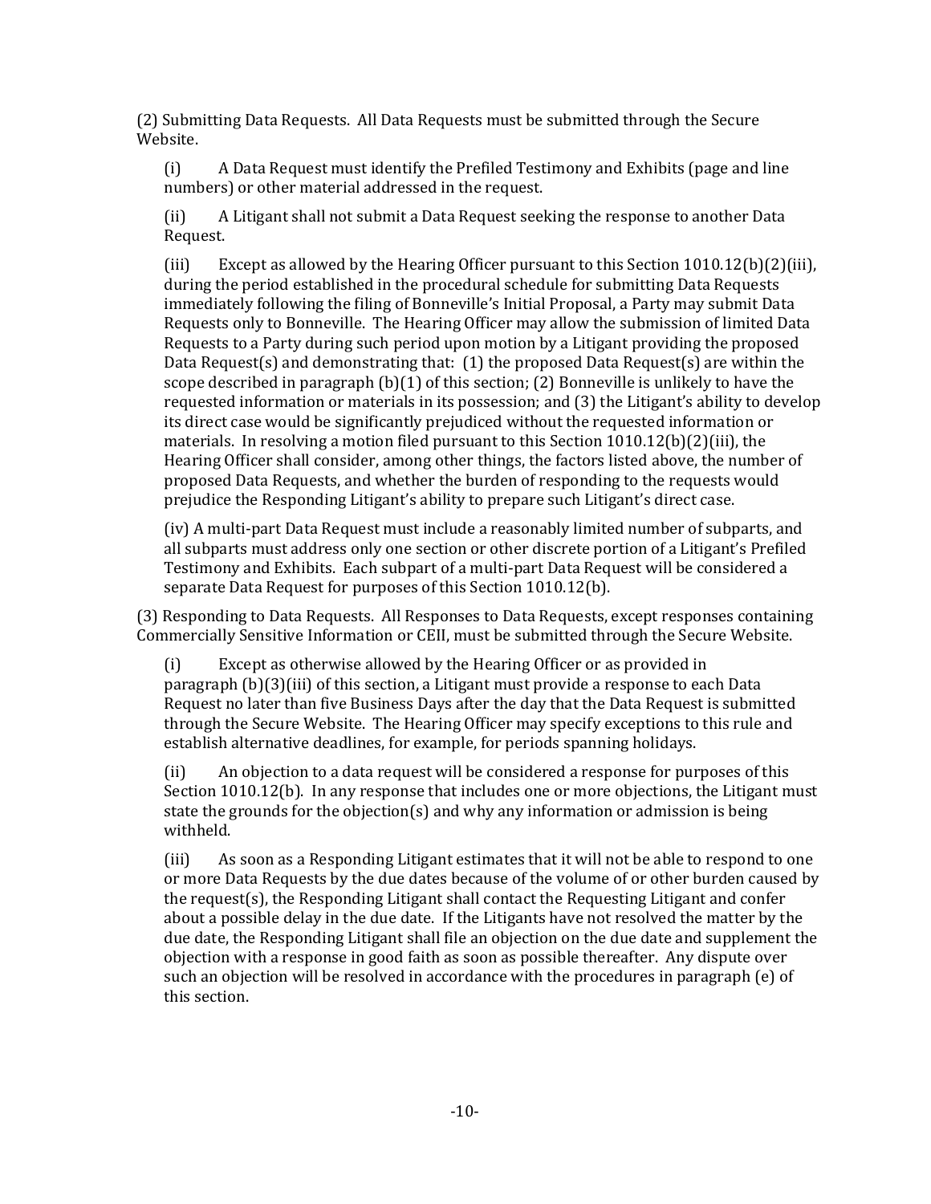(2) Submitting Data Requests. All Data Requests must be submitted through the Secure Website.

(i) A Data Request must identify the Prefiled Testimony and Exhibits (page and line numbers) or other material addressed in the request.

(ii) A Litigant shall not submit a Data Request seeking the response to another Data Request.

(iii) Except as allowed by the Hearing Officer pursuant to this Section 1010.12(b)(2)(iii), during the period established in the procedural schedule for submitting Data Requests immediately following the filing of Bonneville's Initial Proposal, a Party may submit Data Requests only to Bonneville. The Hearing Officer may allow the submission of limited Data Requests to a Party during such period upon motion by a Litigant providing the proposed Data Request(s) and demonstrating that: (1) the proposed Data Request(s) are within the scope described in paragraph (b)(1) of this section; (2) Bonneville is unlikely to have the requested information or materials in its possession; and (3) the Litigant's ability to develop its direct case would be significantly prejudiced without the requested information or materials. In resolving a motion filed pursuant to this Section 1010.12(b)(2)(iii), the Hearing Officer shall consider, among other things, the factors listed above, the number of proposed Data Requests, and whether the burden of responding to the requests would prejudice the Responding Litigant's ability to prepare such Litigant's direct case.

(iv) A multi-part Data Request must include a reasonably limited number of subparts, and all subparts must address only one section or other discrete portion of a Litigant's Prefiled Testimony and Exhibits. Each subpart of a multi-part Data Request will be considered a separate Data Request for purposes of this Section 1010.12(b).

(3) Responding to Data Requests. All Responses to Data Requests, except responses containing Commercially Sensitive Information or CEII, must be submitted through the Secure Website.

(i) Except as otherwise allowed by the Hearing Officer or as provided in paragraph (b)(3)(iii) of this section, a Litigant must provide a response to each Data Request no later than five Business Days after the day that the Data Request is submitted through the Secure Website. The Hearing Officer may specify exceptions to this rule and establish alternative deadlines, for example, for periods spanning holidays.

(ii) An objection to a data request will be considered a response for purposes of this Section 1010.12(b). In any response that includes one or more objections, the Litigant must state the grounds for the objection(s) and why any information or admission is being withheld.

(iii) As soon as a Responding Litigant estimates that it will not be able to respond to one or more Data Requests by the due dates because of the volume of or other burden caused by the request(s), the Responding Litigant shall contact the Requesting Litigant and confer about a possible delay in the due date. If the Litigants have not resolved the matter by the due date, the Responding Litigant shall file an objection on the due date and supplement the objection with a response in good faith as soon as possible thereafter. Any dispute over such an objection will be resolved in accordance with the procedures in paragraph (e) of this section.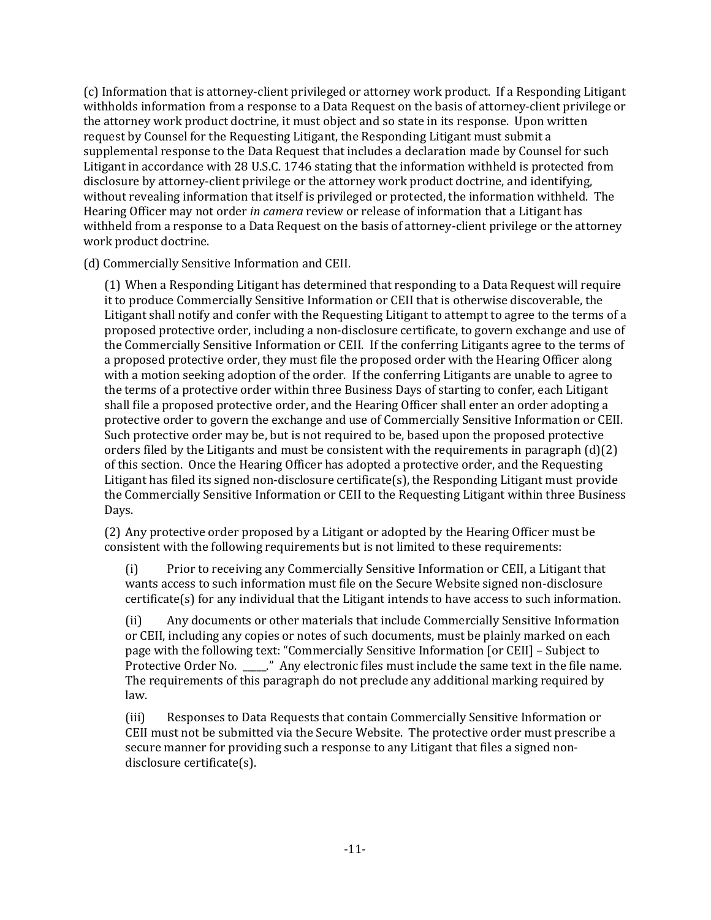(c) Information that is attorney-client privileged or attorney work product. If a Responding Litigant withholds information from a response to a Data Request on the basis of attorney-client privilege or the attorney work product doctrine, it must object and so state in its response. Upon written request by Counsel for the Requesting Litigant, the Responding Litigant must submit a supplemental response to the Data Request that includes a declaration made by Counsel for such Litigant in accordance with 28 U.S.C. 1746 stating that the information withheld is protected from disclosure by attorney-client privilege or the attorney work product doctrine, and identifying, without revealing information that itself is privileged or protected, the information withheld. The Hearing Officer may not order *in camera* review or release of information that a Litigant has withheld from a response to a Data Request on the basis of attorney-client privilege or the attorney work product doctrine.

(d) Commercially Sensitive Information and CEII.

(1) When a Responding Litigant has determined that responding to a Data Request will require it to produce Commercially Sensitive Information or CEII that is otherwise discoverable, the Litigant shall notify and confer with the Requesting Litigant to attempt to agree to the terms of a proposed protective order, including a non-disclosure certificate, to govern exchange and use of the Commercially Sensitive Information or CEII. If the conferring Litigants agree to the terms of a proposed protective order, they must file the proposed order with the Hearing Officer along with a motion seeking adoption of the order. If the conferring Litigants are unable to agree to the terms of a protective order within three Business Days of starting to confer, each Litigant shall file a proposed protective order, and the Hearing Officer shall enter an order adopting a protective order to govern the exchange and use of Commercially Sensitive Information or CEII. Such protective order may be, but is not required to be, based upon the proposed protective orders filed by the Litigants and must be consistent with the requirements in paragraph (d)(2) of this section. Once the Hearing Officer has adopted a protective order, and the Requesting Litigant has filed its signed non-disclosure certificate(s), the Responding Litigant must provide the Commercially Sensitive Information or CEII to the Requesting Litigant within three Business Days.

(2) Any protective order proposed by a Litigant or adopted by the Hearing Officer must be consistent with the following requirements but is not limited to these requirements:

(i) Prior to receiving any Commercially Sensitive Information or CEII, a Litigant that wants access to such information must file on the Secure Website signed non-disclosure certificate(s) for any individual that the Litigant intends to have access to such information.

(ii) Any documents or other materials that include Commercially Sensitive Information or CEII, including any copies or notes of such documents, must be plainly marked on each page with the following text: "Commercially Sensitive Information [or CEII] – Subject to Protective Order No. _____." Any electronic files must include the same text in the file name. The requirements of this paragraph do not preclude any additional marking required by law.

(iii) Responses to Data Requests that contain Commercially Sensitive Information or CEII must not be submitted via the Secure Website. The protective order must prescribe a secure manner for providing such a response to any Litigant that files a signed non-disclosure certificate(s).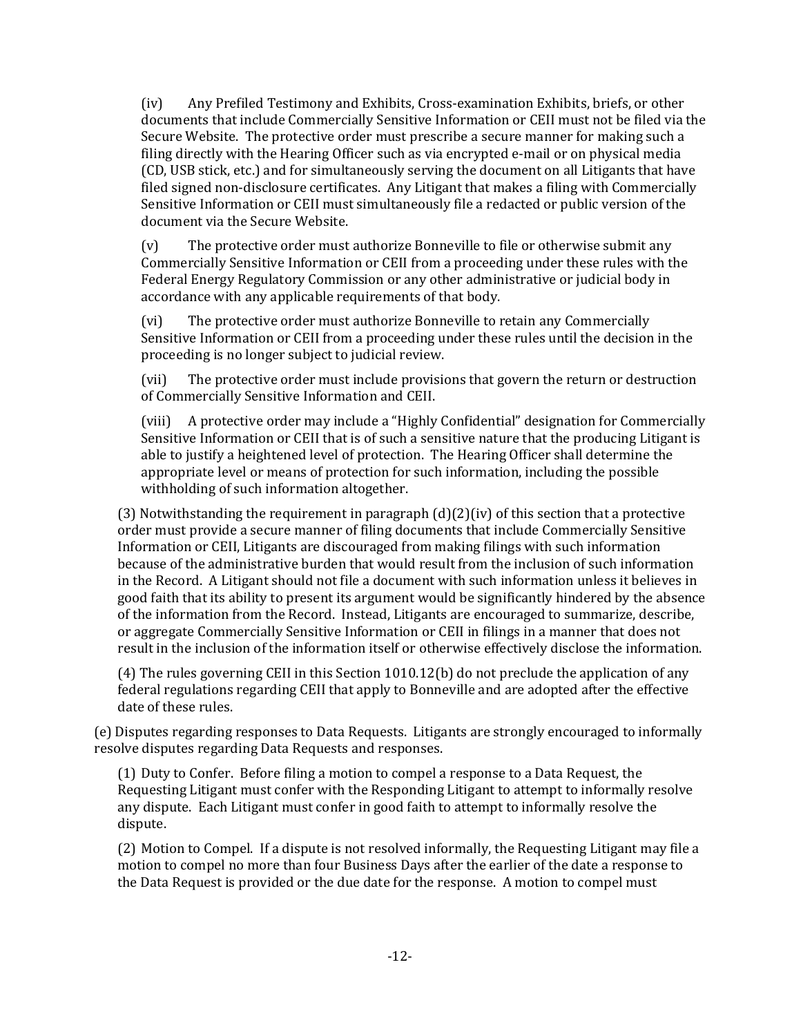(iv) Any Prefiled Testimony and Exhibits, Cross-examination Exhibits, briefs, or other documents that include Commercially Sensitive Information or CEII must not be filed via the Secure Website. The protective order must prescribe a secure manner for making such a filing directly with the Hearing Officer such as via encrypted e-mail or on physical media (CD, USB stick, etc.) and for simultaneously serving the document on all Litigants that have filed signed non-disclosure certificates. Any Litigant that makes a filing with Commercially Sensitive Information or CEII must simultaneously file a redacted or public version of the document via the Secure Website.

(v) The protective order must authorize Bonneville to file or otherwise submit any Commercially Sensitive Information or CEII from a proceeding under these rules with the Federal Energy Regulatory Commission or any other administrative or judicial body in accordance with any applicable requirements of that body.

(vi) The protective order must authorize Bonneville to retain any Commercially Sensitive Information or CEII from a proceeding under these rules until the decision in the proceeding is no longer subject to judicial review.

(vii) The protective order must include provisions that govern the return or destruction of Commercially Sensitive Information and CEII.

(viii) A protective order may include a "Highly Confidential" designation for Commercially Sensitive Information or CEII that is of such a sensitive nature that the producing Litigant is able to justify a heightened level of protection. The Hearing Officer shall determine the appropriate level or means of protection for such information, including the possible withholding of such information altogether.

(3) Notwithstanding the requirement in paragraph (d)(2)(iv) of this section that a protective order must provide a secure manner of filing documents that include Commercially Sensitive Information or CEII, Litigants are discouraged from making filings with such information because of the administrative burden that would result from the inclusion of such information in the Record. A Litigant should not file a document with such information unless it believes in good faith that its ability to present its argument would be significantly hindered by the absence of the information from the Record. Instead, Litigants are encouraged to summarize, describe, or aggregate Commercially Sensitive Information or CEII in filings in a manner that does not result in the inclusion of the information itself or otherwise effectively disclose the information.

(4) The rules governing CEII in this Section 1010.12(b) do not preclude the application of any federal regulations regarding CEII that apply to Bonneville and are adopted after the effective date of these rules.

(e) Disputes regarding responses to Data Requests. Litigants are strongly encouraged to informally resolve disputes regarding Data Requests and responses.

(1) Duty to Confer. Before filing a motion to compel a response to a Data Request, the Requesting Litigant must confer with the Responding Litigant to attempt to informally resolve any dispute. Each Litigant must confer in good faith to attempt to informally resolve the dispute.

(2) Motion to Compel. If a dispute is not resolved informally, the Requesting Litigant may file a motion to compel no more than four Business Days after the earlier of the date a response to the Data Request is provided or the due date for the response. A motion to compel must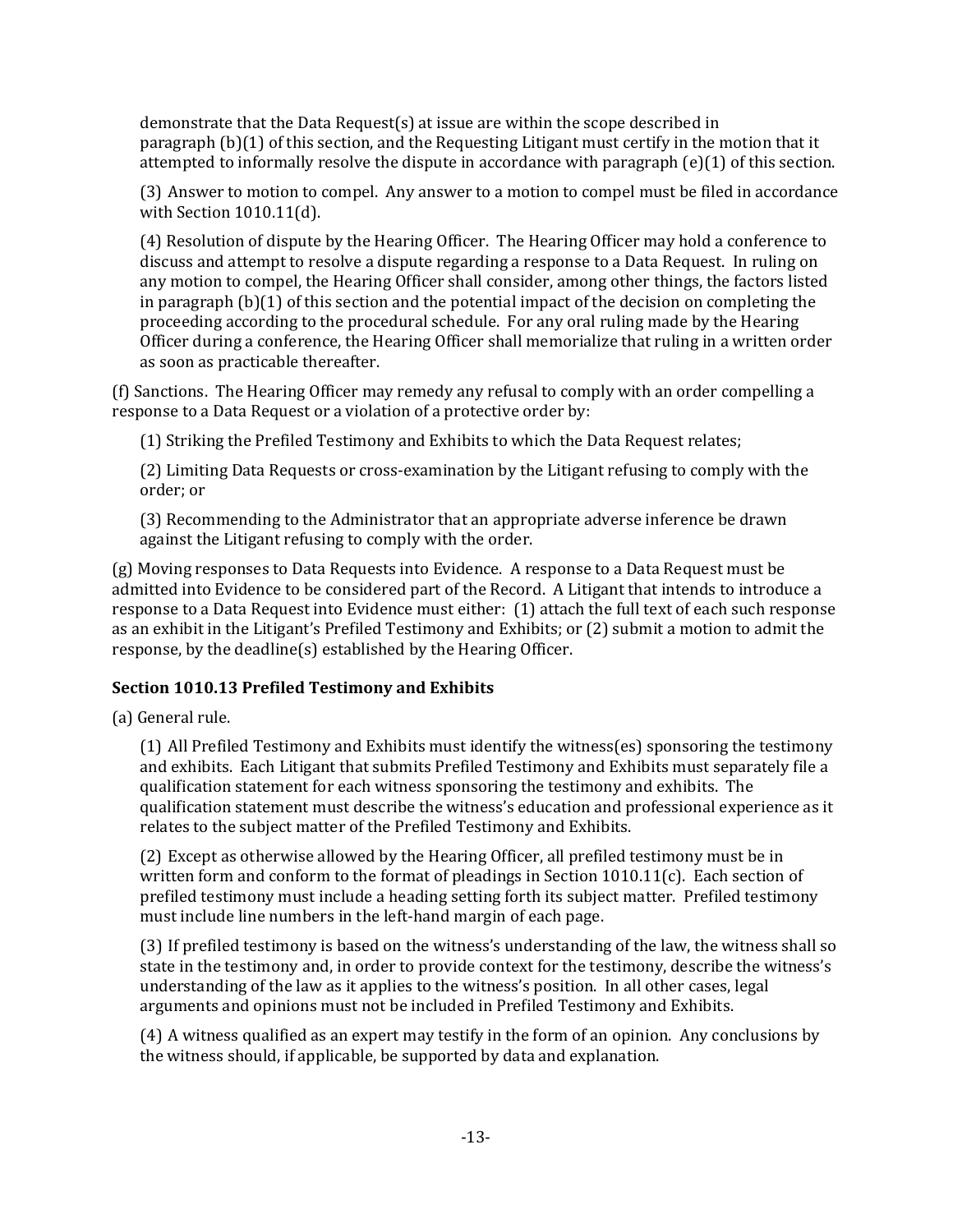demonstrate that the Data Request(s) at issue are within the scope described in paragraph (b)(1) of this section, and the Requesting Litigant must certify in the motion that it attempted to informally resolve the dispute in accordance with paragraph (e)(1) of this section.

(3) Answer to motion to compel. Any answer to a motion to compel must be filed in accordance with Section 1010.11(d).

(4) Resolution of dispute by the Hearing Officer. The Hearing Officer may hold a conference to discuss and attempt to resolve a dispute regarding a response to a Data Request. In ruling on any motion to compel, the Hearing Officer shall consider, among other things, the factors listed in paragraph (b)(1) of this section and the potential impact of the decision on completing the proceeding according to the procedural schedule. For any oral ruling made by the Hearing Officer during a conference, the Hearing Officer shall memorialize that ruling in a written order as soon as practicable thereafter.

(f) Sanctions. The Hearing Officer may remedy any refusal to comply with an order compelling a response to a Data Request or a violation of a protective order by:

(1) Striking the Prefiled Testimony and Exhibits to which the Data Request relates;

(2) Limiting Data Requests or cross-examination by the Litigant refusing to comply with the order; or

(3) Recommending to the Administrator that an appropriate adverse inference be drawn against the Litigant refusing to comply with the order.

(g) Moving responses to Data Requests into Evidence. A response to a Data Request must be admitted into Evidence to be considered part of the Record. A Litigant that intends to introduce a response to a Data Request into Evidence must either: (1) attach the full text of each such response as an exhibit in the Litigant's Prefiled Testimony and Exhibits; or (2) submit a motion to admit the response, by the deadline(s) established by the Hearing Officer.

### Section 1010.13 Prefiled Testimony and Exhibits

(a) General rule.

(1) All Prefiled Testimony and Exhibits must identify the witness(es) sponsoring the testimony and exhibits. Each Litigant that submits Prefiled Testimony and Exhibits must separately file a qualification statement for each witness sponsoring the testimony and exhibits. The qualification statement must describe the witness's education and professional experience as it relates to the subject matter of the Prefiled Testimony and Exhibits.

(2) Except as otherwise allowed by the Hearing Officer, all prefiled testimony must be in written form and conform to the format of pleadings in Section 1010.11(c). Each section of prefiled testimony must include a heading setting forth its subject matter. Prefiled testimony must include line numbers in the left-hand margin of each page.

(3) If prefiled testimony is based on the witness's understanding of the law, the witness shall so state in the testimony and, in order to provide context for the testimony, describe the witness's understanding of the law as it applies to the witness's position. In all other cases, legal arguments and opinions must not be included in Prefiled Testimony and Exhibits.

(4) A witness qualified as an expert may testify in the form of an opinion. Any conclusions by the witness should, if applicable, be supported by data and explanation.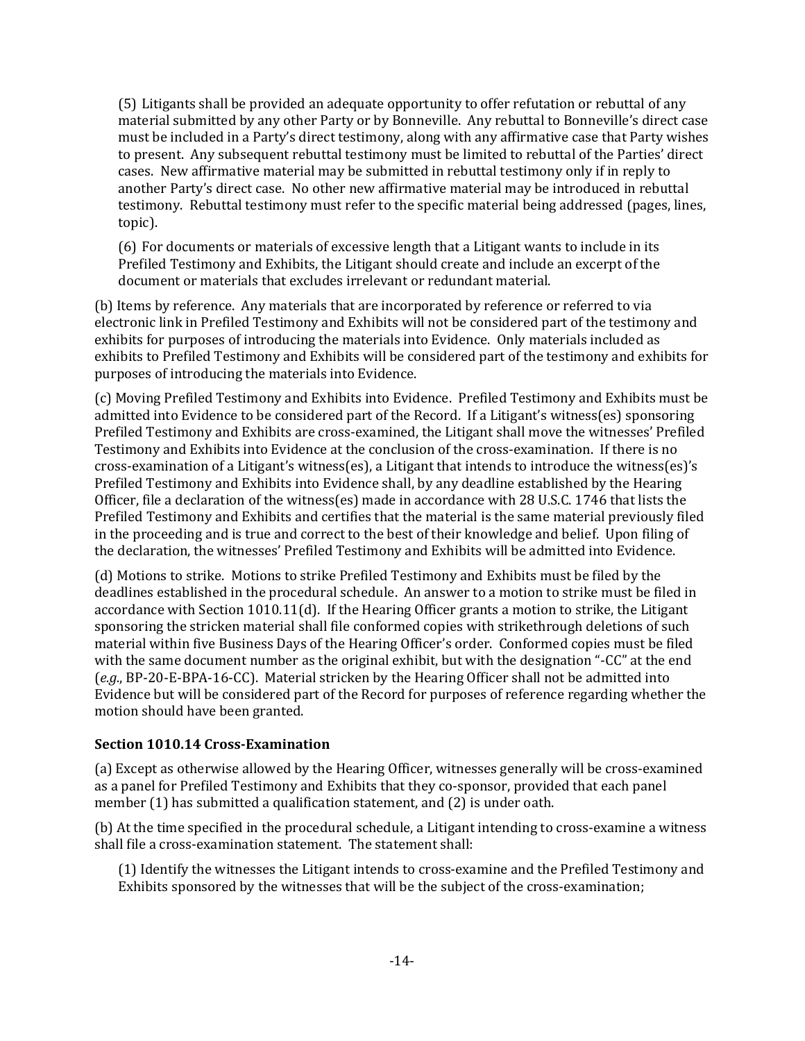(5) Litigants shall be provided an adequate opportunity to offer refutation or rebuttal of any material submitted by any other Party or by Bonneville. Any rebuttal to Bonneville's direct case must be included in a Party's direct testimony, along with any affirmative case that Party wishes to present. Any subsequent rebuttal testimony must be limited to rebuttal of the Parties' direct cases. New affirmative material may be submitted in rebuttal testimony only if in reply to another Party's direct case. No other new affirmative material may be introduced in rebuttal testimony. Rebuttal testimony must refer to the specific material being addressed (pages, lines, topic).

(6) For documents or materials of excessive length that a Litigant wants to include in its Prefiled Testimony and Exhibits, the Litigant should create and include an excerpt of the document or materials that excludes irrelevant or redundant material.

(b) Items by reference. Any materials that are incorporated by reference or referred to via electronic link in Prefiled Testimony and Exhibits will not be considered part of the testimony and exhibits for purposes of introducing the materials into Evidence. Only materials included as exhibits to Prefiled Testimony and Exhibits will be considered part of the testimony and exhibits for purposes of introducing the materials into Evidence.

(c) Moving Prefiled Testimony and Exhibits into Evidence. Prefiled Testimony and Exhibits must be admitted into Evidence to be considered part of the Record. If a Litigant's witness(es) sponsoring Prefiled Testimony and Exhibits are cross-examined, the Litigant shall move the witnesses' Prefiled Testimony and Exhibits into Evidence at the conclusion of the cross-examination. If there is no cross-examination of a Litigant's witness(es), a Litigant that intends to introduce the witness(es)'s Prefiled Testimony and Exhibits into Evidence shall, by any deadline established by the Hearing Officer, file a declaration of the witness(es) made in accordance with 28 U.S.C. 1746 that lists the Prefiled Testimony and Exhibits and certifies that the material is the same material previously filed in the proceeding and is true and correct to the best of their knowledge and belief. Upon filing of the declaration, the witnesses' Prefiled Testimony and Exhibits will be admitted into Evidence.

(d) Motions to strike. Motions to strike Prefiled Testimony and Exhibits must be filed by the deadlines established in the procedural schedule. An answer to a motion to strike must be filed in accordance with Section 1010.11(d). If the Hearing Officer grants a motion to strike, the Litigant sponsoring the stricken material shall file conformed copies with strikethrough deletions of such material within five Business Days of the Hearing Officer's order. Conformed copies must be filed with the same document number as the original exhibit, but with the designation "-CC" at the end (*e.g.*, BP-20-E-BPA-16-CC). Material stricken by the Hearing Officer shall not be admitted into Evidence but will be considered part of the Record for purposes of reference regarding whether the motion should have been granted.

### Section 1010.14 Cross-Examination

(a) Except as otherwise allowed by the Hearing Officer, witnesses generally will be cross-examined as a panel for Prefiled Testimony and Exhibits that they co-sponsor, provided that each panel member (1) has submitted a qualification statement, and (2) is under oath.

(b) At the time specified in the procedural schedule, a Litigant intending to cross-examine a witness shall file a cross-examination statement. The statement shall:

(1) Identify the witnesses the Litigant intends to cross-examine and the Prefiled Testimony and Exhibits sponsored by the witnesses that will be the subject of the cross-examination;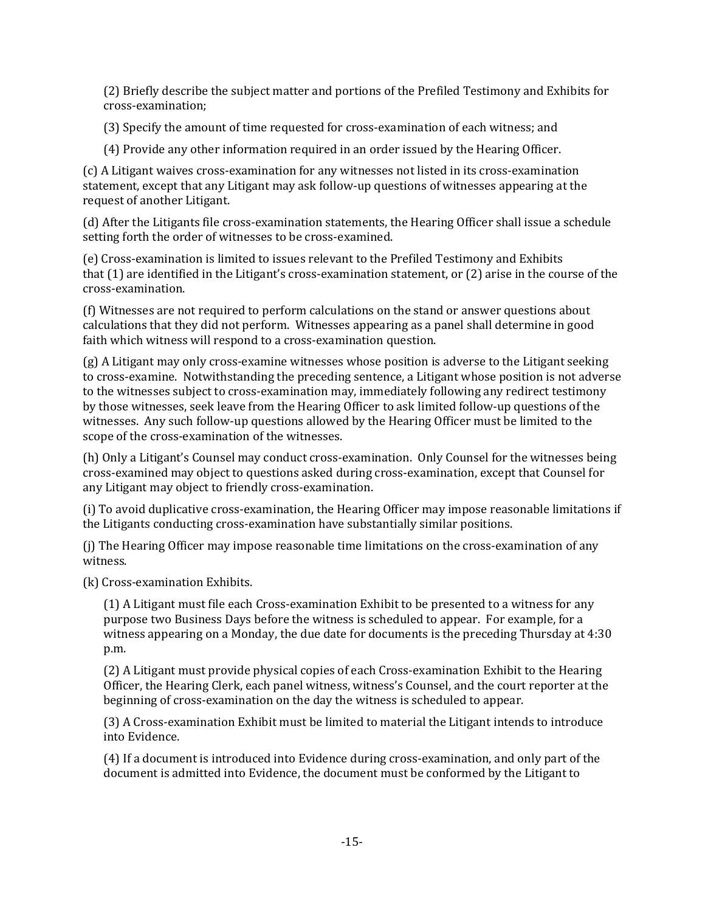(2) Briefly describe the subject matter and portions of the Prefiled Testimony and Exhibits for cross-examination;

(3) Specify the amount of time requested for cross-examination of each witness; and

(4) Provide any other information required in an order issued by the Hearing Officer.

(c) A Litigant waives cross-examination for any witnesses not listed in its cross-examination statement, except that any Litigant may ask follow-up questions of witnesses appearing at the request of another Litigant.

(d) After the Litigants file cross-examination statements, the Hearing Officer shall issue a schedule setting forth the order of witnesses to be cross-examined.

(e) Cross-examination is limited to issues relevant to the Prefiled Testimony and Exhibits that (1) are identified in the Litigant's cross-examination statement, or (2) arise in the course of the cross-examination.

(f) Witnesses are not required to perform calculations on the stand or answer questions about calculations that they did not perform. Witnesses appearing as a panel shall determine in good faith which witness will respond to a cross-examination question.

(g) A Litigant may only cross-examine witnesses whose position is adverse to the Litigant seeking to cross-examine. Notwithstanding the preceding sentence, a Litigant whose position is not adverse to the witnesses subject to cross-examination may, immediately following any redirect testimony by those witnesses, seek leave from the Hearing Officer to ask limited follow-up questions of the witnesses. Any such follow-up questions allowed by the Hearing Officer must be limited to the scope of the cross-examination of the witnesses.

(h) Only a Litigant's Counsel may conduct cross-examination. Only Counsel for the witnesses being cross-examined may object to questions asked during cross-examination, except that Counsel for any Litigant may object to friendly cross-examination.

(i) To avoid duplicative cross-examination, the Hearing Officer may impose reasonable limitations if the Litigants conducting cross-examination have substantially similar positions.

(j) The Hearing Officer may impose reasonable time limitations on the cross-examination of any witness.

(k) Cross-examination Exhibits.

(1) A Litigant must file each Cross-examination Exhibit to be presented to a witness for any purpose two Business Days before the witness is scheduled to appear. For example, for a witness appearing on a Monday, the due date for documents is the preceding Thursday at 4:30 p.m.

(2) A Litigant must provide physical copies of each Cross-examination Exhibit to the Hearing Officer, the Hearing Clerk, each panel witness, witness's Counsel, and the court reporter at the beginning of cross-examination on the day the witness is scheduled to appear.

(3) A Cross-examination Exhibit must be limited to material the Litigant intends to introduce into Evidence.

(4) If a document is introduced into Evidence during cross-examination, and only part of the document is admitted into Evidence, the document must be conformed by the Litigant to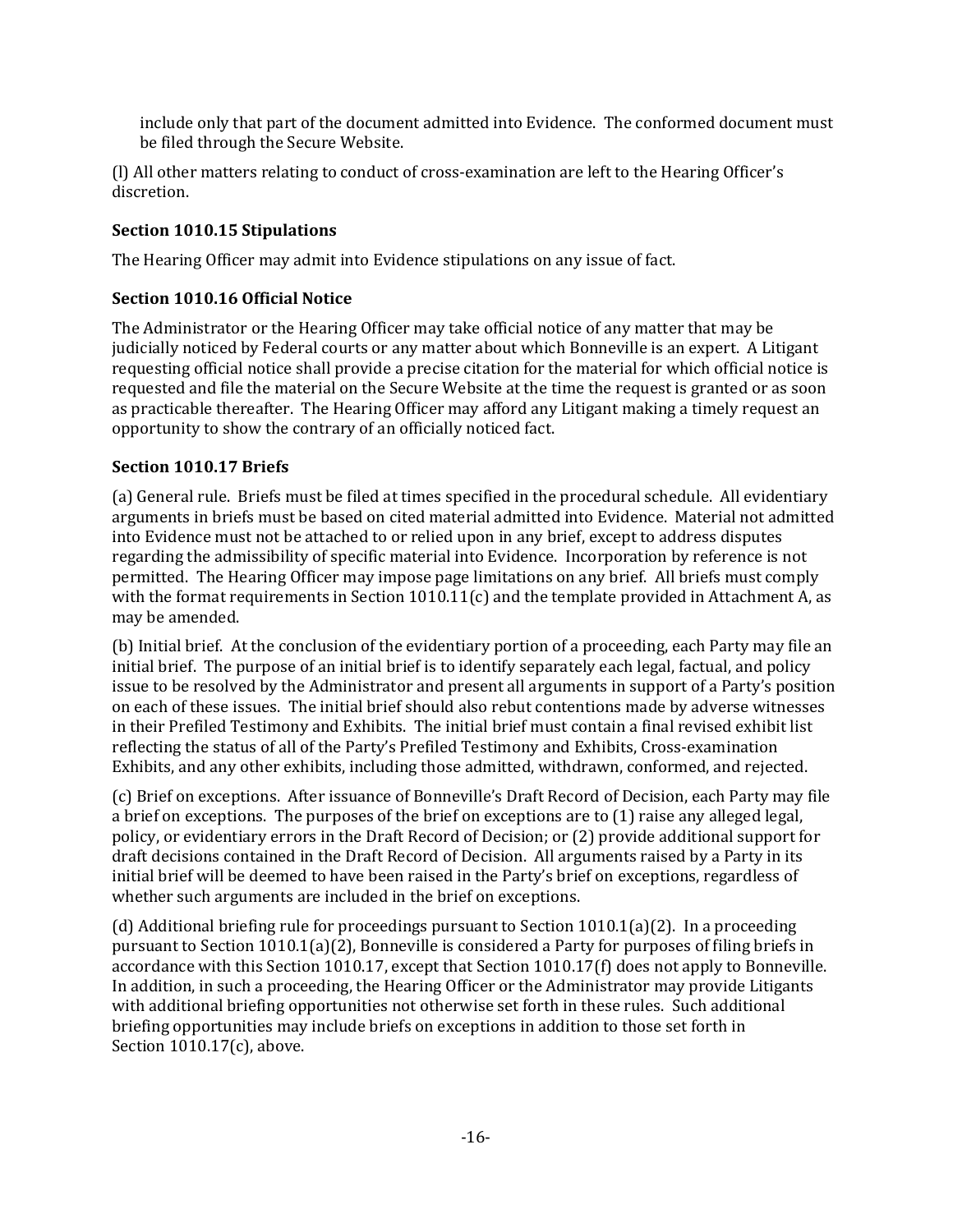include only that part of the document admitted into Evidence. The conformed document must be filed through the Secure Website.

(l) All other matters relating to conduct of cross-examination are left to the Hearing Officer's discretion.

### Section 1010.15 Stipulations

The Hearing Officer may admit into Evidence stipulations on any issue of fact.

### Section 1010.16 Official Notice

The Administrator or the Hearing Officer may take official notice of any matter that may be judicially noticed by Federal courts or any matter about which Bonneville is an expert. A Litigant requesting official notice shall provide a precise citation for the material for which official notice is requested and file the material on the Secure Website at the time the request is granted or as soon as practicable thereafter. The Hearing Officer may afford any Litigant making a timely request an opportunity to show the contrary of an officially noticed fact.

### Section 1010.17 Briefs

(a) General rule. Briefs must be filed at times specified in the procedural schedule. All evidentiary arguments in briefs must be based on cited material admitted into Evidence. Material not admitted into Evidence must not be attached to or relied upon in any brief, except to address disputes regarding the admissibility of specific material into Evidence. Incorporation by reference is not permitted. The Hearing Officer may impose page limitations on any brief. All briefs must comply with the format requirements in Section 1010.11(c) and the template provided in Attachment A, as may be amended.

(b) Initial brief. At the conclusion of the evidentiary portion of a proceeding, each Party may file an initial brief. The purpose of an initial brief is to identify separately each legal, factual, and policy issue to be resolved by the Administrator and present all arguments in support of a Party's position on each of these issues. The initial brief should also rebut contentions made by adverse witnesses in their Prefiled Testimony and Exhibits. The initial brief must contain a final revised exhibit list reflecting the status of all of the Party's Prefiled Testimony and Exhibits, Cross-examination Exhibits, and any other exhibits, including those admitted, withdrawn, conformed, and rejected.

(c) Brief on exceptions. After issuance of Bonneville's Draft Record of Decision, each Party may file a brief on exceptions. The purposes of the brief on exceptions are to (1) raise any alleged legal, policy, or evidentiary errors in the Draft Record of Decision; or (2) provide additional support for draft decisions contained in the Draft Record of Decision. All arguments raised by a Party in its initial brief will be deemed to have been raised in the Party's brief on exceptions, regardless of whether such arguments are included in the brief on exceptions.

(d) Additional briefing rule for proceedings pursuant to Section 1010.1(a)(2). In a proceeding pursuant to Section 1010.1(a)(2), Bonneville is considered a Party for purposes of filing briefs in accordance with this Section 1010.17, except that Section 1010.17(f) does not apply to Bonneville. In addition, in such a proceeding, the Hearing Officer or the Administrator may provide Litigants with additional briefing opportunities not otherwise set forth in these rules. Such additional briefing opportunities may include briefs on exceptions in addition to those set forth in Section 1010.17(c), above.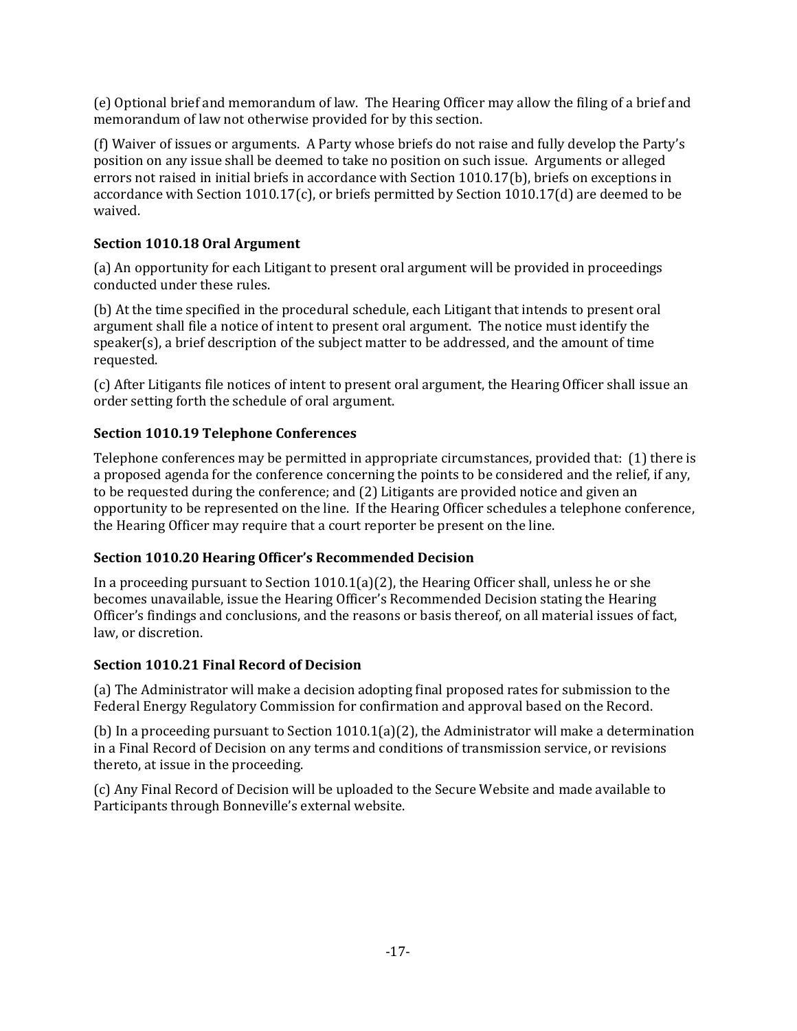(e) Optional brief and memorandum of law. The Hearing Officer may allow the filing of a brief and memorandum of law not otherwise provided for by this section.

(f) Waiver of issues or arguments. A Party whose briefs do not raise and fully develop the Party's position on any issue shall be deemed to take no position on such issue. Arguments or alleged errors not raised in initial briefs in accordance with Section 1010.17(b), briefs on exceptions in accordance with Section 1010.17(c), or briefs permitted by Section 1010.17(d) are deemed to be waived.

### Section 1010.18 Oral Argument

(a) An opportunity for each Litigant to present oral argument will be provided in proceedings conducted under these rules.

(b) At the time specified in the procedural schedule, each Litigant that intends to present oral argument shall file a notice of intent to present oral argument. The notice must identify the speaker(s), a brief description of the subject matter to be addressed, and the amount of time requested.

(c) After Litigants file notices of intent to present oral argument, the Hearing Officer shall issue an order setting forth the schedule of oral argument.

### Section 1010.19 Telephone Conferences

Telephone conferences may be permitted in appropriate circumstances, provided that: (1) there is a proposed agenda for the conference concerning the points to be considered and the relief, if any, to be requested during the conference; and (2) Litigants are provided notice and given an opportunity to be represented on the line. If the Hearing Officer schedules a telephone conference, the Hearing Officer may require that a court reporter be present on the line.

### Section 1010.20 Hearing Officer's Recommended Decision

In a proceeding pursuant to Section 1010.1(a)(2), the Hearing Officer shall, unless he or she becomes unavailable, issue the Hearing Officer's Recommended Decision stating the Hearing Officer's findings and conclusions, and the reasons or basis thereof, on all material issues of fact, law, or discretion.

### Section 1010.21 Final Record of Decision

(a) The Administrator will make a decision adopting final proposed rates for submission to the Federal Energy Regulatory Commission for confirmation and approval based on the Record.

(b) In a proceeding pursuant to Section 1010.1(a)(2), the Administrator will make a determination in a Final Record of Decision on any terms and conditions of transmission service, or revisions thereto, at issue in the proceeding.

(c) Any Final Record of Decision will be uploaded to the Secure Website and made available to Participants through Bonneville's external website.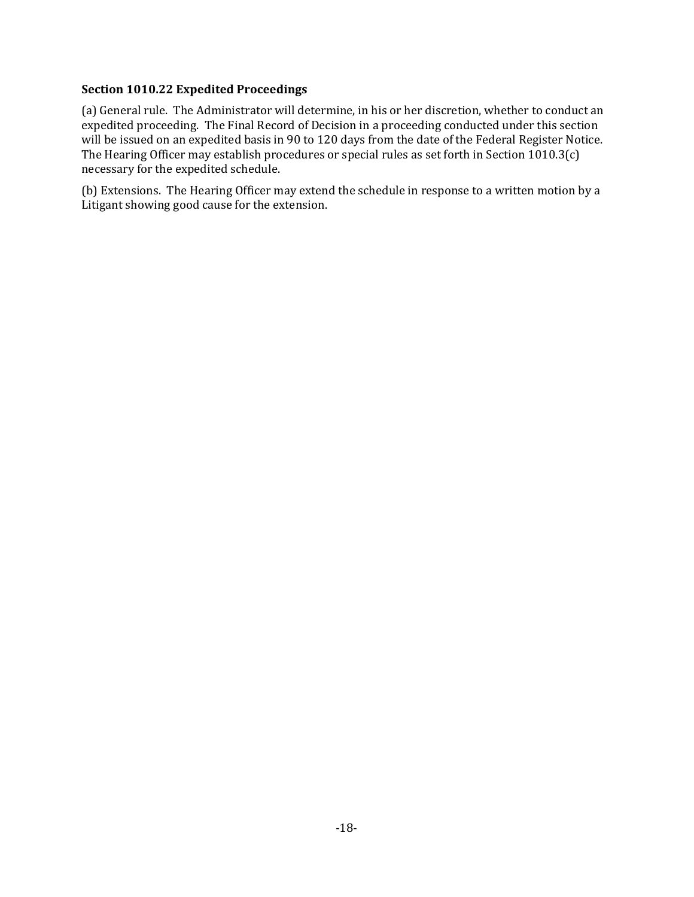### Section 1010.22 Expedited Proceedings

(a) General rule. The Administrator will determine, in his or her discretion, whether to conduct an expedited proceeding. The Final Record of Decision in a proceeding conducted under this section will be issued on an expedited basis in 90 to 120 days from the date of the Federal Register Notice. The Hearing Officer may establish procedures or special rules as set forth in Section 1010.3(c) necessary for the expedited schedule.

(b) Extensions. The Hearing Officer may extend the schedule in response to a written motion by a Litigant showing good cause for the extension.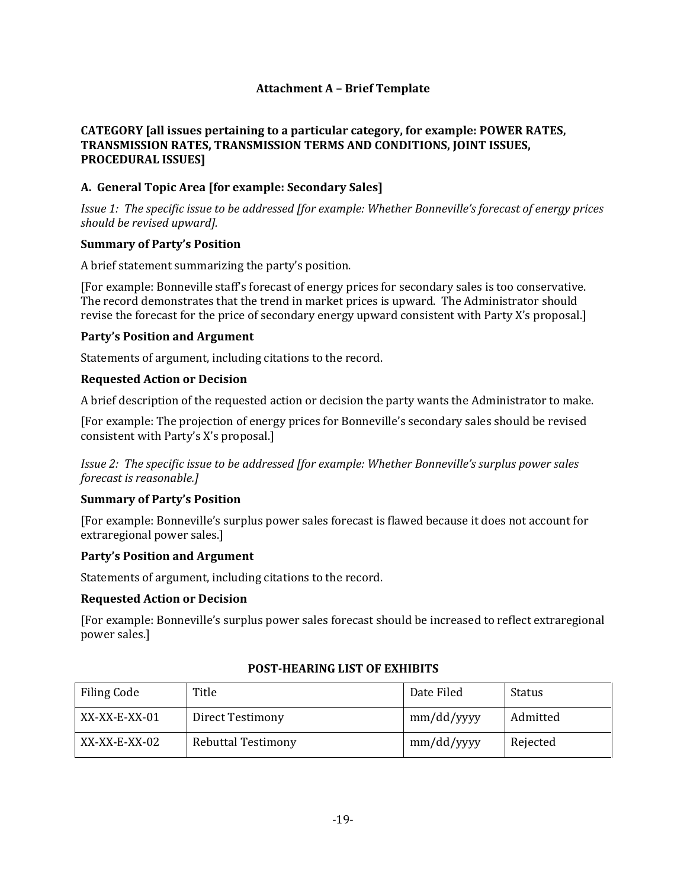## Attachment A – Brief Template

**CATEGORY [all issues pertaining to a particular category, for example: POWER RATES, TRANSMISSION RATES, TRANSMISSION TERMS AND CONDITIONS, JOINT ISSUES, PROCEDURAL ISSUES]**

### A. General Topic Area [for example: Secondary Sales]

*Issue 1: The specific issue to be addressed [for example: Whether Bonneville's forecast of energy prices should be revised upward].*

**Summary of Party's Position**

A brief statement summarizing the party's position.

[For example: Bonneville staff's forecast of energy prices for secondary sales is too conservative. The record demonstrates that the trend in market prices is upward. The Administrator should revise the forecast for the price of secondary energy upward consistent with Party X's proposal.]

**Party's Position and Argument**

Statements of argument, including citations to the record.

**Requested Action or Decision**

A brief description of the requested action or decision the party wants the Administrator to make.

[For example: The projection of energy prices for Bonneville's secondary sales should be revised consistent with Party's X's proposal.]

*Issue 2: The specific issue to be addressed [for example: Whether Bonneville's surplus power sales forecast is reasonable.]*

**Summary of Party's Position**

[For example: Bonneville's surplus power sales forecast is flawed because it does not account for extraregional power sales.]

**Party's Position and Argument**

Statements of argument, including citations to the record.

**Requested Action or Decision**

[For example: Bonneville's surplus power sales forecast should be increased to reflect extraregional power sales.]

**POST-HEARING LIST OF EXHIBITS**

| Filing Code | Title | Date Filed | Status |
|---|---|---|---|
| XX-XX-E-XX-01 | Direct Testimony | mm/dd/yyyy | Admitted |
| XX-XX-E-XX-02 | Rebuttal Testimony | mm/dd/yyyy | Rejected |